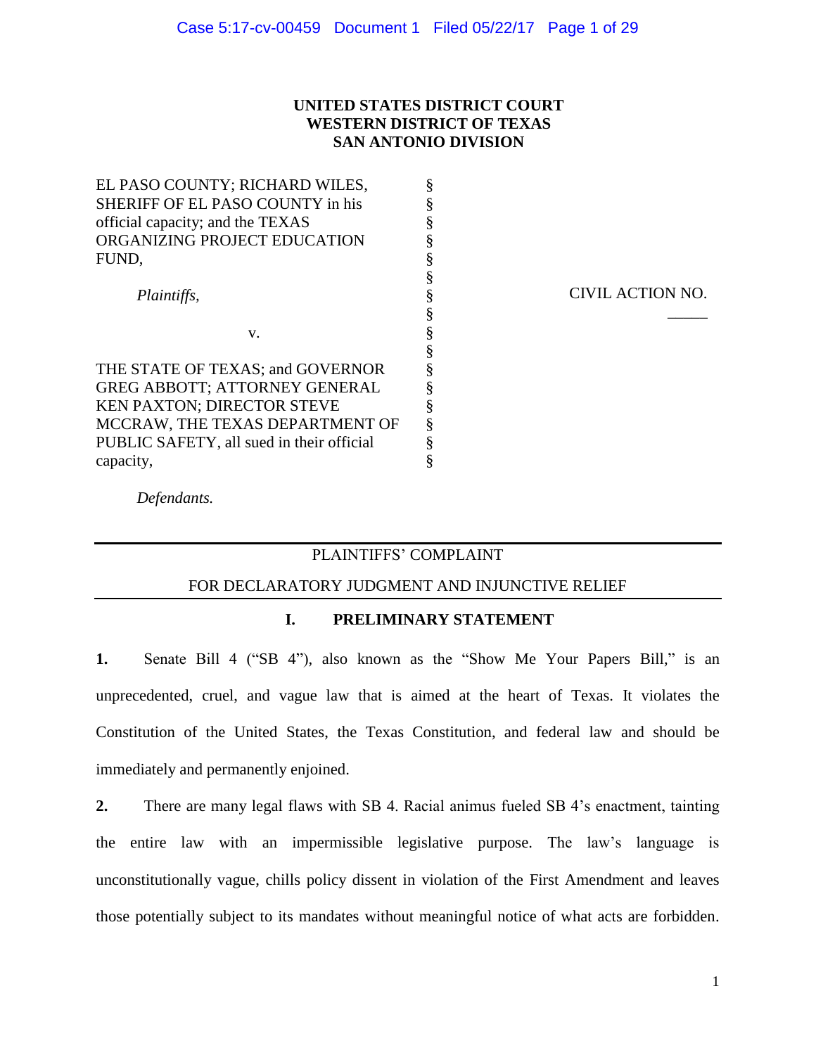**UNITED STATES DISTRICT COURT**
**WESTERN DISTRICT OF TEXAS**
**SAN ANTONIO DIVISION**

| | | |
|---|---|---|
| EL PASO COUNTY; RICHARD WILES, SHERIFF OF EL PASO COUNTY in his official capacity; and the TEXAS ORGANIZING PROJECT EDUCATION FUND, | § | |
| *Plaintiffs,* | § | CIVIL ACTION NO. _____ |
| v. | § | |
| THE STATE OF TEXAS; and GOVERNOR GREG ABBOTT; ATTORNEY GENERAL KEN PAXTON; DIRECTOR STEVE MCCRAW, THE TEXAS DEPARTMENT OF PUBLIC SAFETY, all sued in their official capacity, | § | |
| *Defendants.* | | |

---

PLAINTIFFS' COMPLAINT

FOR DECLARATORY JUDGMENT AND INJUNCTIVE RELIEF

---

## I. PRELIMINARY STATEMENT

**1.** Senate Bill 4 ("SB 4"), also known as the "Show Me Your Papers Bill," is an unprecedented, cruel, and vague law that is aimed at the heart of Texas. It violates the Constitution of the United States, the Texas Constitution, and federal law and should be immediately and permanently enjoined.

**2.** There are many legal flaws with SB 4. Racial animus fueled SB 4's enactment, tainting the entire law with an impermissible legislative purpose. The law's language is unconstitutionally vague, chills policy dissent in violation of the First Amendment and leaves those potentially subject to its mandates without meaningful notice of what acts are forbidden.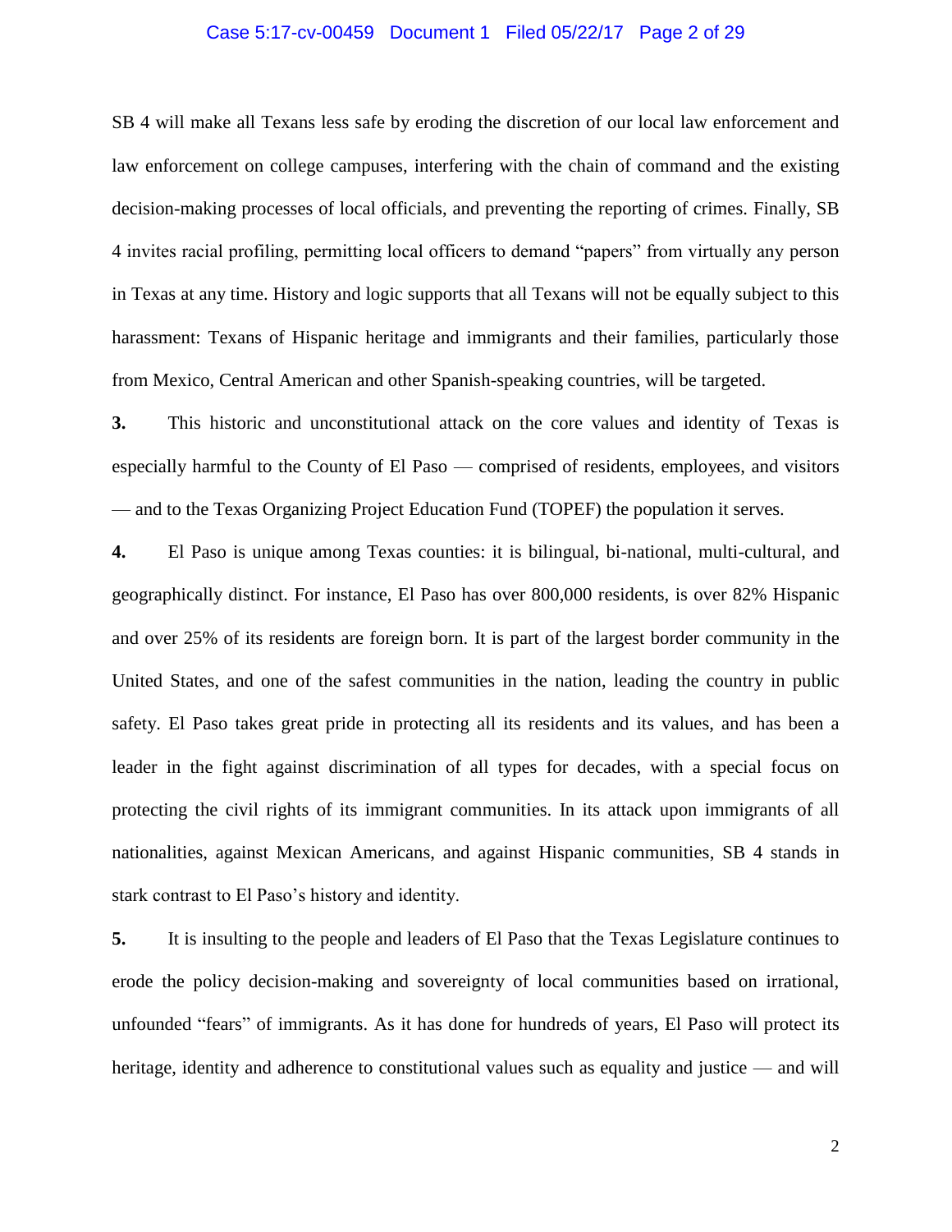SB 4 will make all Texans less safe by eroding the discretion of our local law enforcement and law enforcement on college campuses, interfering with the chain of command and the existing decision-making processes of local officials, and preventing the reporting of crimes. Finally, SB 4 invites racial profiling, permitting local officers to demand "papers" from virtually any person in Texas at any time. History and logic supports that all Texans will not be equally subject to this harassment: Texans of Hispanic heritage and immigrants and their families, particularly those from Mexico, Central American and other Spanish-speaking countries, will be targeted.

**3.** This historic and unconstitutional attack on the core values and identity of Texas is especially harmful to the County of El Paso — comprised of residents, employees, and visitors — and to the Texas Organizing Project Education Fund (TOPEF) the population it serves.

**4.** El Paso is unique among Texas counties: it is bilingual, bi-national, multi-cultural, and geographically distinct. For instance, El Paso has over 800,000 residents, is over 82% Hispanic and over 25% of its residents are foreign born. It is part of the largest border community in the United States, and one of the safest communities in the nation, leading the country in public safety. El Paso takes great pride in protecting all its residents and its values, and has been a leader in the fight against discrimination of all types for decades, with a special focus on protecting the civil rights of its immigrant communities. In its attack upon immigrants of all nationalities, against Mexican Americans, and against Hispanic communities, SB 4 stands in stark contrast to El Paso's history and identity.

**5.** It is insulting to the people and leaders of El Paso that the Texas Legislature continues to erode the policy decision-making and sovereignty of local communities based on irrational, unfounded "fears" of immigrants. As it has done for hundreds of years, El Paso will protect its heritage, identity and adherence to constitutional values such as equality and justice — and will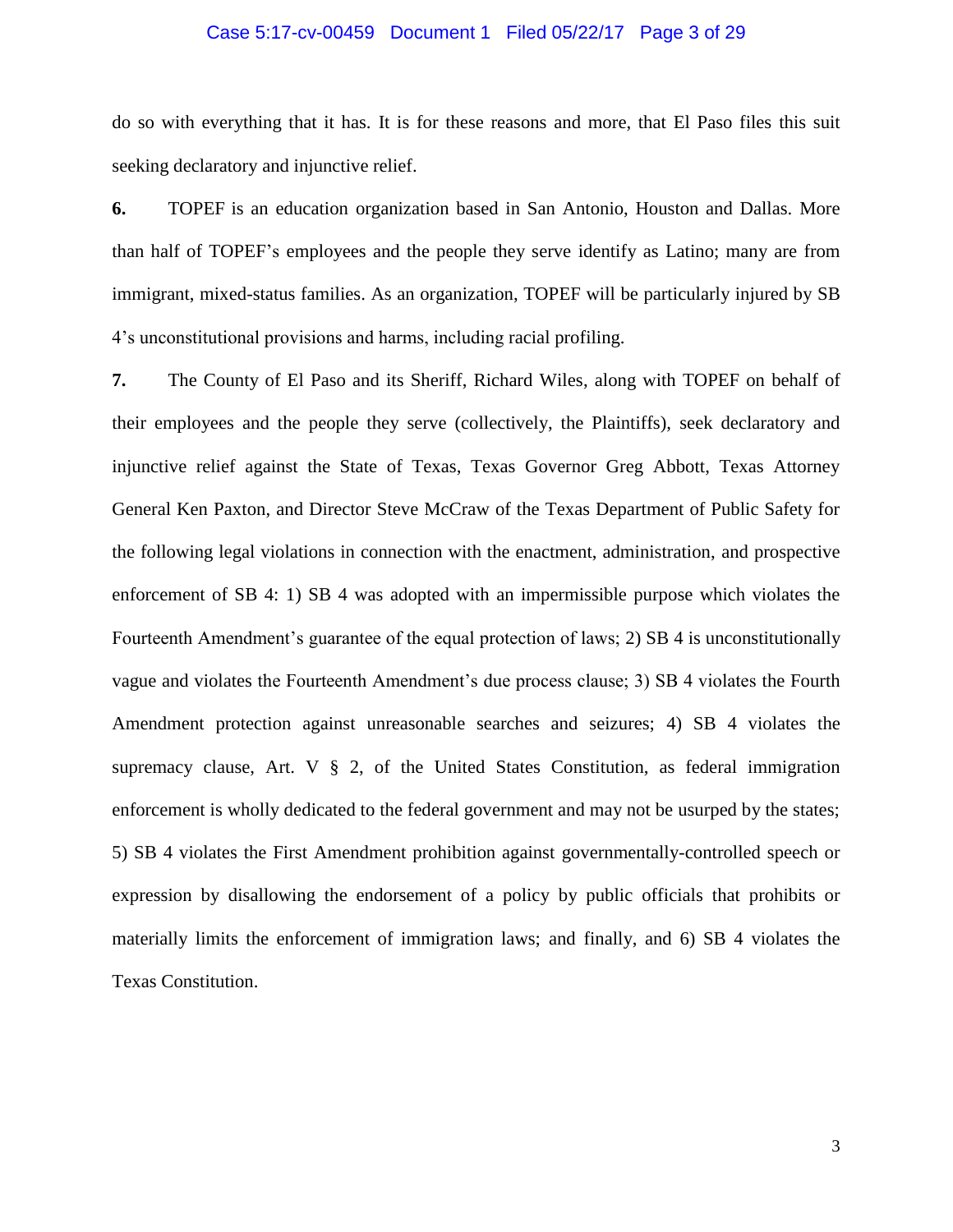do so with everything that it has. It is for these reasons and more, that El Paso files this suit seeking declaratory and injunctive relief.

**6.** TOPEF is an education organization based in San Antonio, Houston and Dallas. More than half of TOPEF's employees and the people they serve identify as Latino; many are from immigrant, mixed-status families. As an organization, TOPEF will be particularly injured by SB 4's unconstitutional provisions and harms, including racial profiling.

**7.** The County of El Paso and its Sheriff, Richard Wiles, along with TOPEF on behalf of their employees and the people they serve (collectively, the Plaintiffs), seek declaratory and injunctive relief against the State of Texas, Texas Governor Greg Abbott, Texas Attorney General Ken Paxton, and Director Steve McCraw of the Texas Department of Public Safety for the following legal violations in connection with the enactment, administration, and prospective enforcement of SB 4: 1) SB 4 was adopted with an impermissible purpose which violates the Fourteenth Amendment's guarantee of the equal protection of laws; 2) SB 4 is unconstitutionally vague and violates the Fourteenth Amendment's due process clause; 3) SB 4 violates the Fourth Amendment protection against unreasonable searches and seizures; 4) SB 4 violates the supremacy clause, Art. V § 2, of the United States Constitution, as federal immigration enforcement is wholly dedicated to the federal government and may not be usurped by the states; 5) SB 4 violates the First Amendment prohibition against governmentally-controlled speech or expression by disallowing the endorsement of a policy by public officials that prohibits or materially limits the enforcement of immigration laws; and finally, and 6) SB 4 violates the Texas Constitution.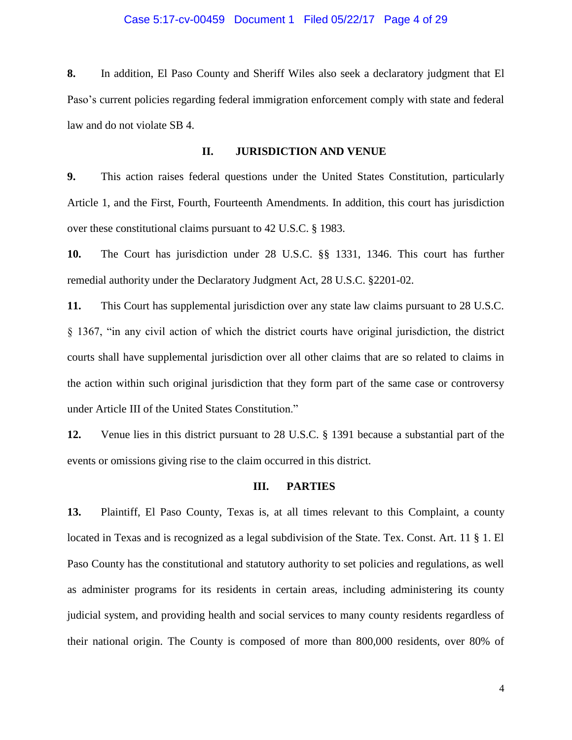**8.** In addition, El Paso County and Sheriff Wiles also seek a declaratory judgment that El Paso's current policies regarding federal immigration enforcement comply with state and federal law and do not violate SB 4.

## II. JURISDICTION AND VENUE

**9.** This action raises federal questions under the United States Constitution, particularly Article 1, and the First, Fourth, Fourteenth Amendments. In addition, this court has jurisdiction over these constitutional claims pursuant to 42 U.S.C. § 1983.

**10.** The Court has jurisdiction under 28 U.S.C. §§ 1331, 1346. This court has further remedial authority under the Declaratory Judgment Act, 28 U.S.C. §2201-02.

**11.** This Court has supplemental jurisdiction over any state law claims pursuant to 28 U.S.C. § 1367, "in any civil action of which the district courts have original jurisdiction, the district courts shall have supplemental jurisdiction over all other claims that are so related to claims in the action within such original jurisdiction that they form part of the same case or controversy under Article III of the United States Constitution."

**12.** Venue lies in this district pursuant to 28 U.S.C. § 1391 because a substantial part of the events or omissions giving rise to the claim occurred in this district.

## III. PARTIES

**13.** Plaintiff, El Paso County, Texas is, at all times relevant to this Complaint, a county located in Texas and is recognized as a legal subdivision of the State. Tex. Const. Art. 11 § 1. El Paso County has the constitutional and statutory authority to set policies and regulations, as well as administer programs for its residents in certain areas, including administering its county judicial system, and providing health and social services to many county residents regardless of their national origin. The County is composed of more than 800,000 residents, over 80% of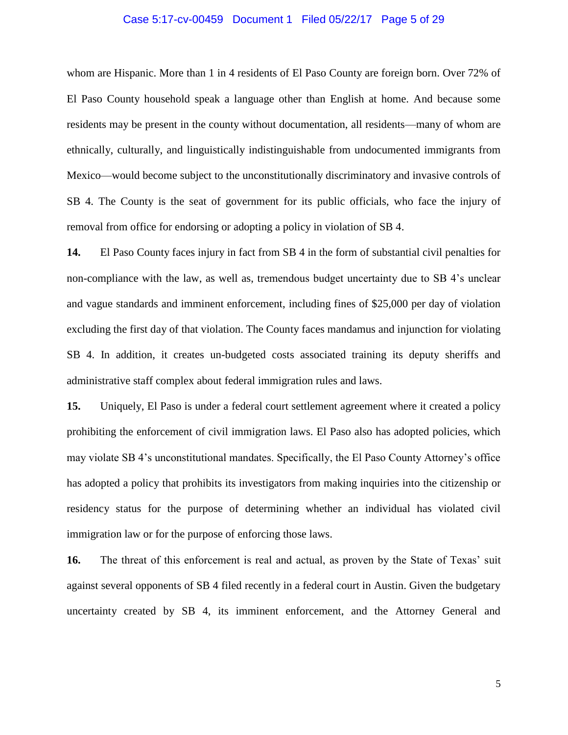whom are Hispanic. More than 1 in 4 residents of El Paso County are foreign born. Over 72% of El Paso County household speak a language other than English at home. And because some residents may be present in the county without documentation, all residents—many of whom are ethnically, culturally, and linguistically indistinguishable from undocumented immigrants from Mexico—would become subject to the unconstitutionally discriminatory and invasive controls of SB 4. The County is the seat of government for its public officials, who face the injury of removal from office for endorsing or adopting a policy in violation of SB 4.

**14.** El Paso County faces injury in fact from SB 4 in the form of substantial civil penalties for non-compliance with the law, as well as, tremendous budget uncertainty due to SB 4's unclear and vague standards and imminent enforcement, including fines of $25,000 per day of violation excluding the first day of that violation. The County faces mandamus and injunction for violating SB 4. In addition, it creates un-budgeted costs associated training its deputy sheriffs and administrative staff complex about federal immigration rules and laws.

**15.** Uniquely, El Paso is under a federal court settlement agreement where it created a policy prohibiting the enforcement of civil immigration laws. El Paso also has adopted policies, which may violate SB 4's unconstitutional mandates. Specifically, the El Paso County Attorney's office has adopted a policy that prohibits its investigators from making inquiries into the citizenship or residency status for the purpose of determining whether an individual has violated civil immigration law or for the purpose of enforcing those laws.

**16.** The threat of this enforcement is real and actual, as proven by the State of Texas' suit against several opponents of SB 4 filed recently in a federal court in Austin. Given the budgetary uncertainty created by SB 4, its imminent enforcement, and the Attorney General and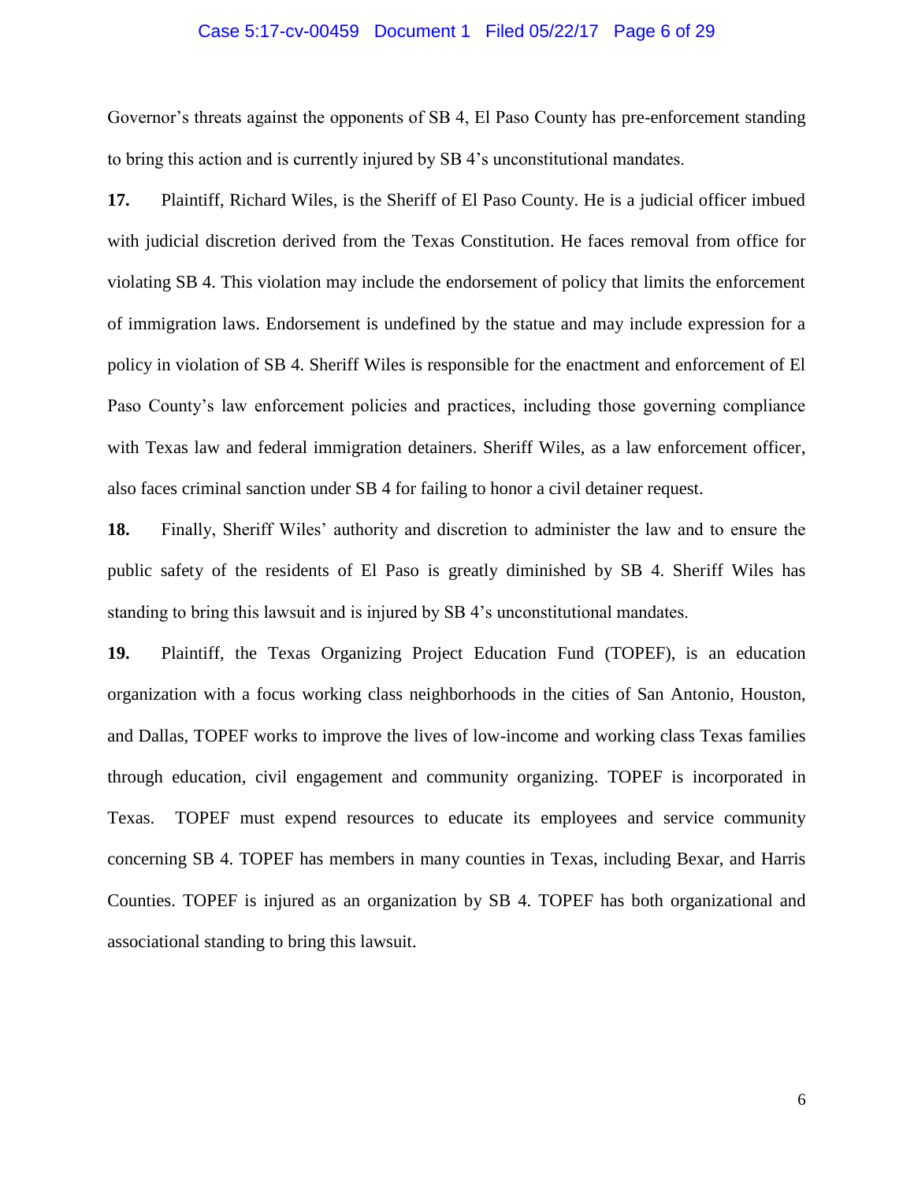Governor's threats against the opponents of SB 4, El Paso County has pre-enforcement standing to bring this action and is currently injured by SB 4's unconstitutional mandates.

**17.** Plaintiff, Richard Wiles, is the Sheriff of El Paso County. He is a judicial officer imbued with judicial discretion derived from the Texas Constitution. He faces removal from office for violating SB 4. This violation may include the endorsement of policy that limits the enforcement of immigration laws. Endorsement is undefined by the statue and may include expression for a policy in violation of SB 4. Sheriff Wiles is responsible for the enactment and enforcement of El Paso County's law enforcement policies and practices, including those governing compliance with Texas law and federal immigration detainers. Sheriff Wiles, as a law enforcement officer, also faces criminal sanction under SB 4 for failing to honor a civil detainer request.

**18.** Finally, Sheriff Wiles' authority and discretion to administer the law and to ensure the public safety of the residents of El Paso is greatly diminished by SB 4. Sheriff Wiles has standing to bring this lawsuit and is injured by SB 4's unconstitutional mandates.

**19.** Plaintiff, the Texas Organizing Project Education Fund (TOPEF), is an education organization with a focus working class neighborhoods in the cities of San Antonio, Houston, and Dallas, TOPEF works to improve the lives of low-income and working class Texas families through education, civil engagement and community organizing. TOPEF is incorporated in Texas. TOPEF must expend resources to educate its employees and service community concerning SB 4. TOPEF has members in many counties in Texas, including Bexar, and Harris Counties. TOPEF is injured as an organization by SB 4. TOPEF has both organizational and associational standing to bring this lawsuit.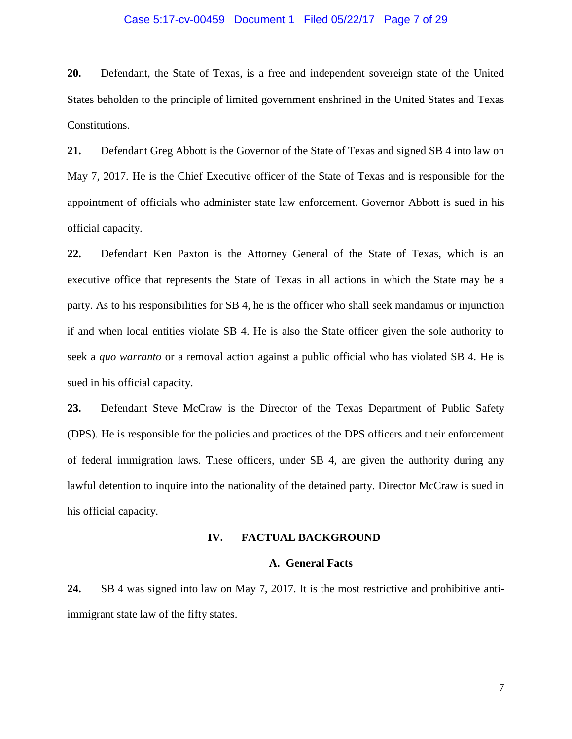**20.** Defendant, the State of Texas, is a free and independent sovereign state of the United States beholden to the principle of limited government enshrined in the United States and Texas Constitutions.

**21.** Defendant Greg Abbott is the Governor of the State of Texas and signed SB 4 into law on May 7, 2017. He is the Chief Executive officer of the State of Texas and is responsible for the appointment of officials who administer state law enforcement. Governor Abbott is sued in his official capacity.

**22.** Defendant Ken Paxton is the Attorney General of the State of Texas, which is an executive office that represents the State of Texas in all actions in which the State may be a party. As to his responsibilities for SB 4, he is the officer who shall seek mandamus or injunction if and when local entities violate SB 4. He is also the State officer given the sole authority to seek a *quo warranto* or a removal action against a public official who has violated SB 4. He is sued in his official capacity.

**23.** Defendant Steve McCraw is the Director of the Texas Department of Public Safety (DPS). He is responsible for the policies and practices of the DPS officers and their enforcement of federal immigration laws. These officers, under SB 4, are given the authority during any lawful detention to inquire into the nationality of the detained party. Director McCraw is sued in his official capacity.

## IV. FACTUAL BACKGROUND

### A. General Facts

**24.** SB 4 was signed into law on May 7, 2017. It is the most restrictive and prohibitive anti-immigrant state law of the fifty states.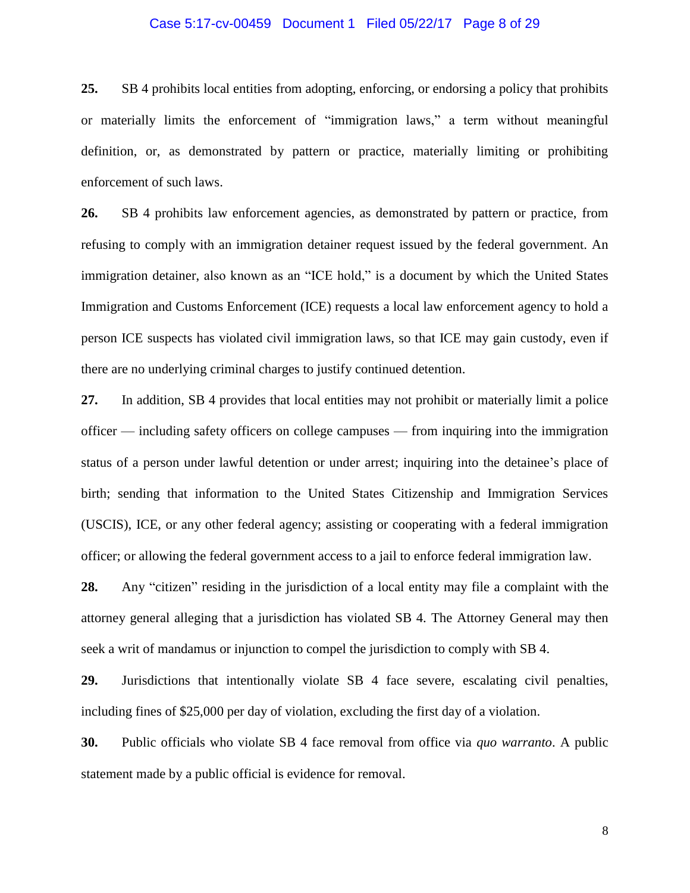**25.** SB 4 prohibits local entities from adopting, enforcing, or endorsing a policy that prohibits or materially limits the enforcement of "immigration laws," a term without meaningful definition, or, as demonstrated by pattern or practice, materially limiting or prohibiting enforcement of such laws.

**26.** SB 4 prohibits law enforcement agencies, as demonstrated by pattern or practice, from refusing to comply with an immigration detainer request issued by the federal government. An immigration detainer, also known as an "ICE hold," is a document by which the United States Immigration and Customs Enforcement (ICE) requests a local law enforcement agency to hold a person ICE suspects has violated civil immigration laws, so that ICE may gain custody, even if there are no underlying criminal charges to justify continued detention.

**27.** In addition, SB 4 provides that local entities may not prohibit or materially limit a police officer — including safety officers on college campuses — from inquiring into the immigration status of a person under lawful detention or under arrest; inquiring into the detainee's place of birth; sending that information to the United States Citizenship and Immigration Services (USCIS), ICE, or any other federal agency; assisting or cooperating with a federal immigration officer; or allowing the federal government access to a jail to enforce federal immigration law.

**28.** Any "citizen" residing in the jurisdiction of a local entity may file a complaint with the attorney general alleging that a jurisdiction has violated SB 4. The Attorney General may then seek a writ of mandamus or injunction to compel the jurisdiction to comply with SB 4.

**29.** Jurisdictions that intentionally violate SB 4 face severe, escalating civil penalties, including fines of $25,000 per day of violation, excluding the first day of a violation.

**30.** Public officials who violate SB 4 face removal from office via *quo warranto*. A public statement made by a public official is evidence for removal.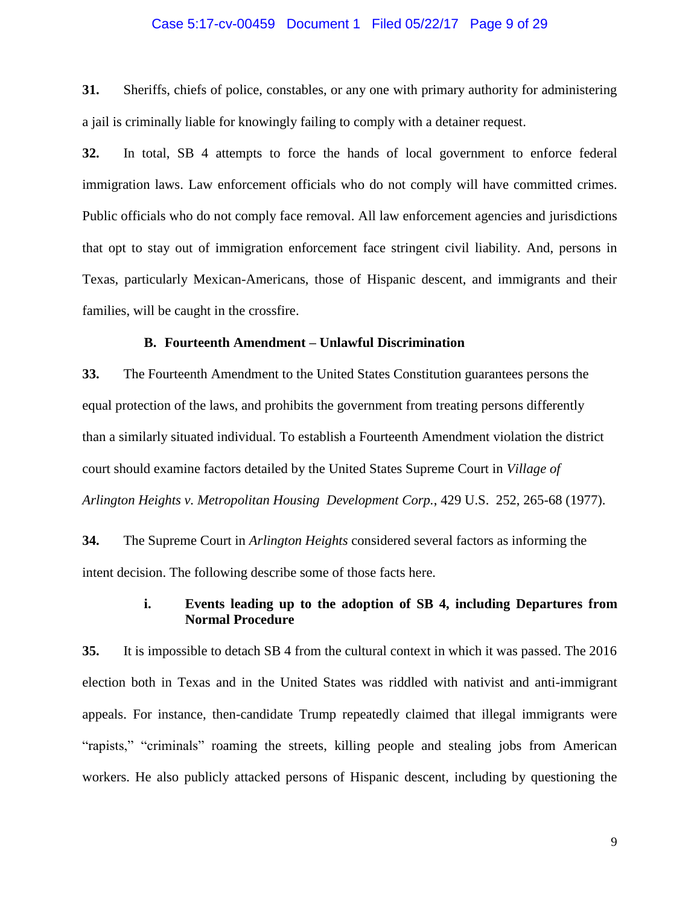**31.** Sheriffs, chiefs of police, constables, or any one with primary authority for administering a jail is criminally liable for knowingly failing to comply with a detainer request.

**32.** In total, SB 4 attempts to force the hands of local government to enforce federal immigration laws. Law enforcement officials who do not comply will have committed crimes. Public officials who do not comply face removal. All law enforcement agencies and jurisdictions that opt to stay out of immigration enforcement face stringent civil liability. And, persons in Texas, particularly Mexican-Americans, those of Hispanic descent, and immigrants and their families, will be caught in the crossfire.

### B. Fourteenth Amendment – Unlawful Discrimination

**33.** The Fourteenth Amendment to the United States Constitution guarantees persons the equal protection of the laws, and prohibits the government from treating persons differently than a similarly situated individual. To establish a Fourteenth Amendment violation the district court should examine factors detailed by the United States Supreme Court in *Village of Arlington Heights v. Metropolitan Housing Development Corp.*, 429 U.S. 252, 265-68 (1977).

**34.** The Supreme Court in *Arlington Heights* considered several factors as informing the intent decision. The following describe some of those facts here.

#### i. Events leading up to the adoption of SB 4, including Departures from Normal Procedure

**35.** It is impossible to detach SB 4 from the cultural context in which it was passed. The 2016 election both in Texas and in the United States was riddled with nativist and anti-immigrant appeals. For instance, then-candidate Trump repeatedly claimed that illegal immigrants were "rapists," "criminals" roaming the streets, killing people and stealing jobs from American workers. He also publicly attacked persons of Hispanic descent, including by questioning the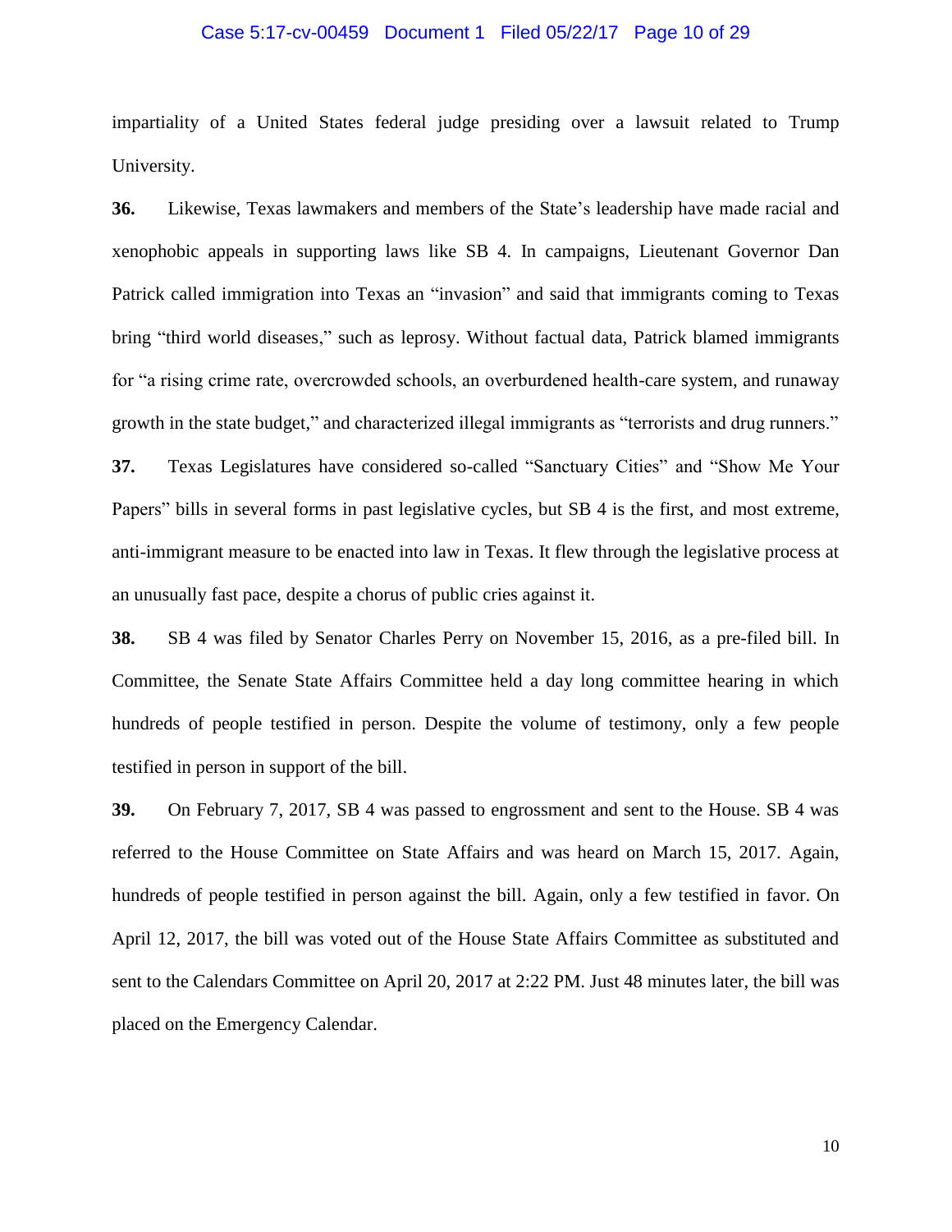impartiality of a United States federal judge presiding over a lawsuit related to Trump University.

**36.** Likewise, Texas lawmakers and members of the State's leadership have made racial and xenophobic appeals in supporting laws like SB 4. In campaigns, Lieutenant Governor Dan Patrick called immigration into Texas an "invasion" and said that immigrants coming to Texas bring "third world diseases," such as leprosy. Without factual data, Patrick blamed immigrants for "a rising crime rate, overcrowded schools, an overburdened health-care system, and runaway growth in the state budget," and characterized illegal immigrants as "terrorists and drug runners."

**37.** Texas Legislatures have considered so-called "Sanctuary Cities" and "Show Me Your Papers" bills in several forms in past legislative cycles, but SB 4 is the first, and most extreme, anti-immigrant measure to be enacted into law in Texas. It flew through the legislative process at an unusually fast pace, despite a chorus of public cries against it.

**38.** SB 4 was filed by Senator Charles Perry on November 15, 2016, as a pre-filed bill. In Committee, the Senate State Affairs Committee held a day long committee hearing in which hundreds of people testified in person. Despite the volume of testimony, only a few people testified in person in support of the bill.

**39.** On February 7, 2017, SB 4 was passed to engrossment and sent to the House. SB 4 was referred to the House Committee on State Affairs and was heard on March 15, 2017. Again, hundreds of people testified in person against the bill. Again, only a few testified in favor. On April 12, 2017, the bill was voted out of the House State Affairs Committee as substituted and sent to the Calendars Committee on April 20, 2017 at 2:22 PM. Just 48 minutes later, the bill was placed on the Emergency Calendar.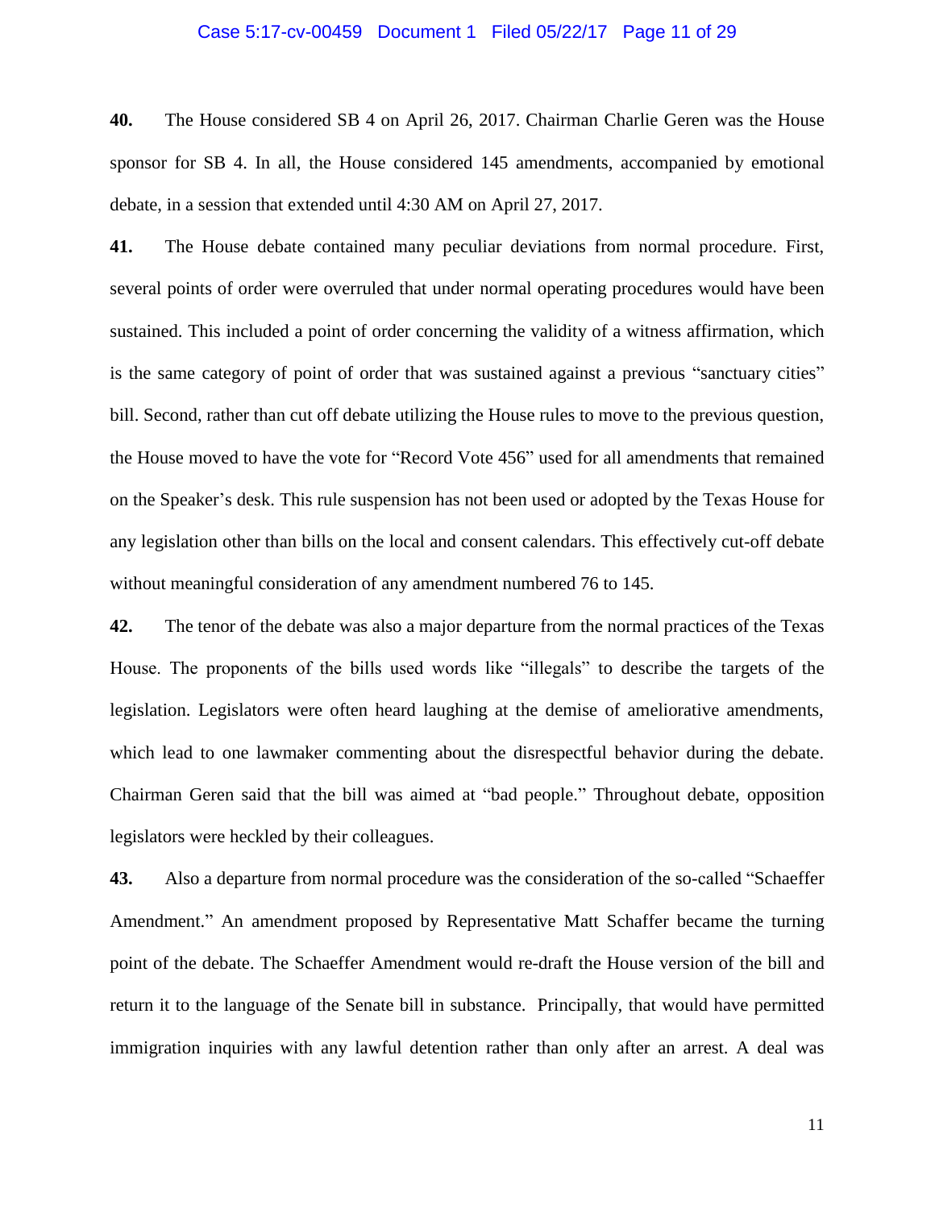**40.** The House considered SB 4 on April 26, 2017. Chairman Charlie Geren was the House sponsor for SB 4. In all, the House considered 145 amendments, accompanied by emotional debate, in a session that extended until 4:30 AM on April 27, 2017.

**41.** The House debate contained many peculiar deviations from normal procedure. First, several points of order were overruled that under normal operating procedures would have been sustained. This included a point of order concerning the validity of a witness affirmation, which is the same category of point of order that was sustained against a previous "sanctuary cities" bill. Second, rather than cut off debate utilizing the House rules to move to the previous question, the House moved to have the vote for "Record Vote 456" used for all amendments that remained on the Speaker's desk. This rule suspension has not been used or adopted by the Texas House for any legislation other than bills on the local and consent calendars. This effectively cut-off debate without meaningful consideration of any amendment numbered 76 to 145.

**42.** The tenor of the debate was also a major departure from the normal practices of the Texas House. The proponents of the bills used words like "illegals" to describe the targets of the legislation. Legislators were often heard laughing at the demise of ameliorative amendments, which lead to one lawmaker commenting about the disrespectful behavior during the debate. Chairman Geren said that the bill was aimed at "bad people." Throughout debate, opposition legislators were heckled by their colleagues.

**43.** Also a departure from normal procedure was the consideration of the so-called "Schaeffer Amendment." An amendment proposed by Representative Matt Schaffer became the turning point of the debate. The Schaeffer Amendment would re-draft the House version of the bill and return it to the language of the Senate bill in substance. Principally, that would have permitted immigration inquiries with any lawful detention rather than only after an arrest. A deal was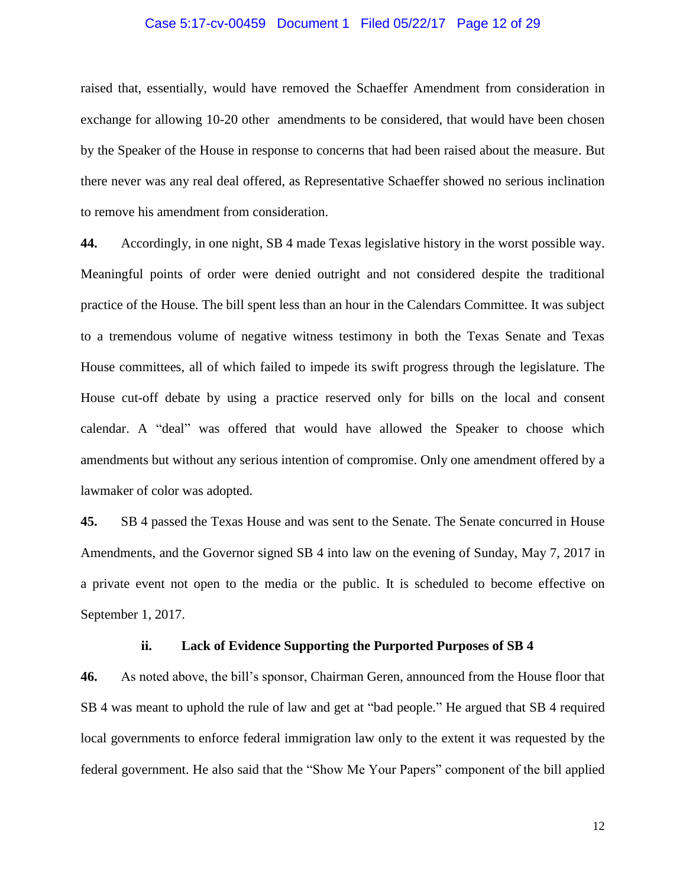raised that, essentially, would have removed the Schaeffer Amendment from consideration in exchange for allowing 10-20 other amendments to be considered, that would have been chosen by the Speaker of the House in response to concerns that had been raised about the measure. But there never was any real deal offered, as Representative Schaeffer showed no serious inclination to remove his amendment from consideration.

**44.** Accordingly, in one night, SB 4 made Texas legislative history in the worst possible way. Meaningful points of order were denied outright and not considered despite the traditional practice of the House. The bill spent less than an hour in the Calendars Committee. It was subject to a tremendous volume of negative witness testimony in both the Texas Senate and Texas House committees, all of which failed to impede its swift progress through the legislature. The House cut-off debate by using a practice reserved only for bills on the local and consent calendar. A "deal" was offered that would have allowed the Speaker to choose which amendments but without any serious intention of compromise. Only one amendment offered by a lawmaker of color was adopted.

**45.** SB 4 passed the Texas House and was sent to the Senate. The Senate concurred in House Amendments, and the Governor signed SB 4 into law on the evening of Sunday, May 7, 2017 in a private event not open to the media or the public. It is scheduled to become effective on September 1, 2017.

### ii. Lack of Evidence Supporting the Purported Purposes of SB 4

**46.** As noted above, the bill's sponsor, Chairman Geren, announced from the House floor that SB 4 was meant to uphold the rule of law and get at "bad people." He argued that SB 4 required local governments to enforce federal immigration law only to the extent it was requested by the federal government. He also said that the "Show Me Your Papers" component of the bill applied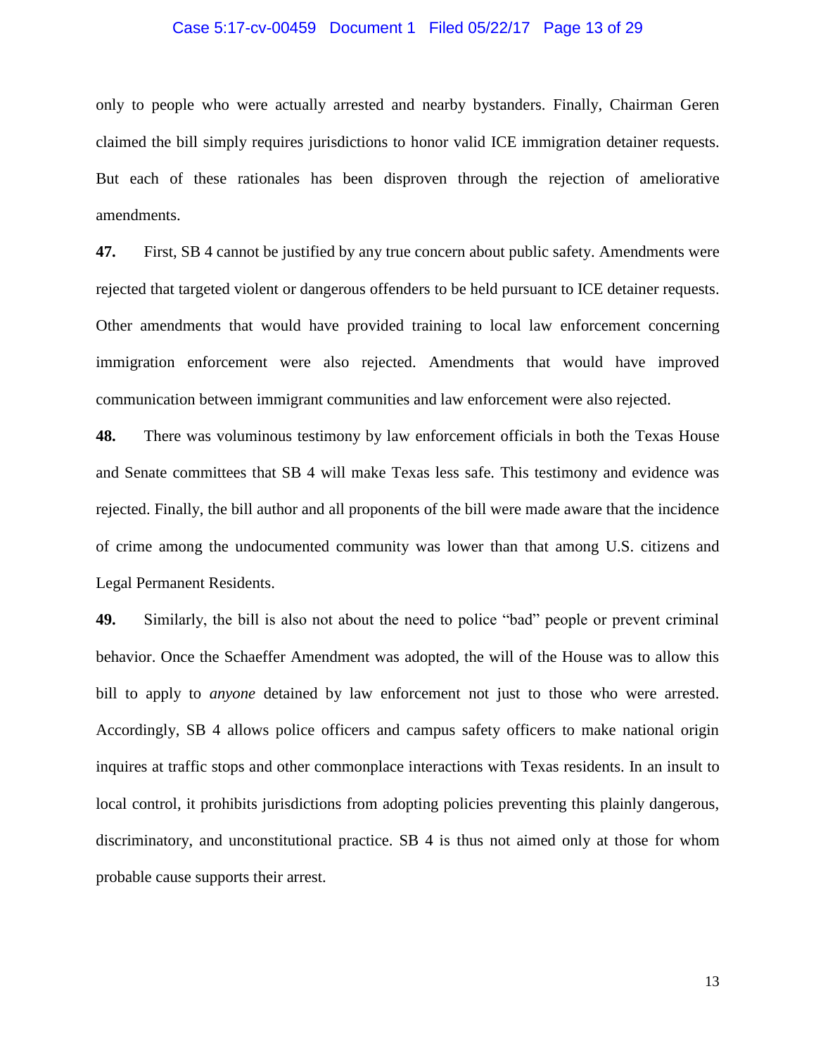only to people who were actually arrested and nearby bystanders. Finally, Chairman Geren claimed the bill simply requires jurisdictions to honor valid ICE immigration detainer requests. But each of these rationales has been disproven through the rejection of ameliorative amendments.

**47.** First, SB 4 cannot be justified by any true concern about public safety. Amendments were rejected that targeted violent or dangerous offenders to be held pursuant to ICE detainer requests. Other amendments that would have provided training to local law enforcement concerning immigration enforcement were also rejected. Amendments that would have improved communication between immigrant communities and law enforcement were also rejected.

**48.** There was voluminous testimony by law enforcement officials in both the Texas House and Senate committees that SB 4 will make Texas less safe. This testimony and evidence was rejected. Finally, the bill author and all proponents of the bill were made aware that the incidence of crime among the undocumented community was lower than that among U.S. citizens and Legal Permanent Residents.

**49.** Similarly, the bill is also not about the need to police "bad" people or prevent criminal behavior. Once the Schaeffer Amendment was adopted, the will of the House was to allow this bill to apply to *anyone* detained by law enforcement not just to those who were arrested. Accordingly, SB 4 allows police officers and campus safety officers to make national origin inquires at traffic stops and other commonplace interactions with Texas residents. In an insult to local control, it prohibits jurisdictions from adopting policies preventing this plainly dangerous, discriminatory, and unconstitutional practice. SB 4 is thus not aimed only at those for whom probable cause supports their arrest.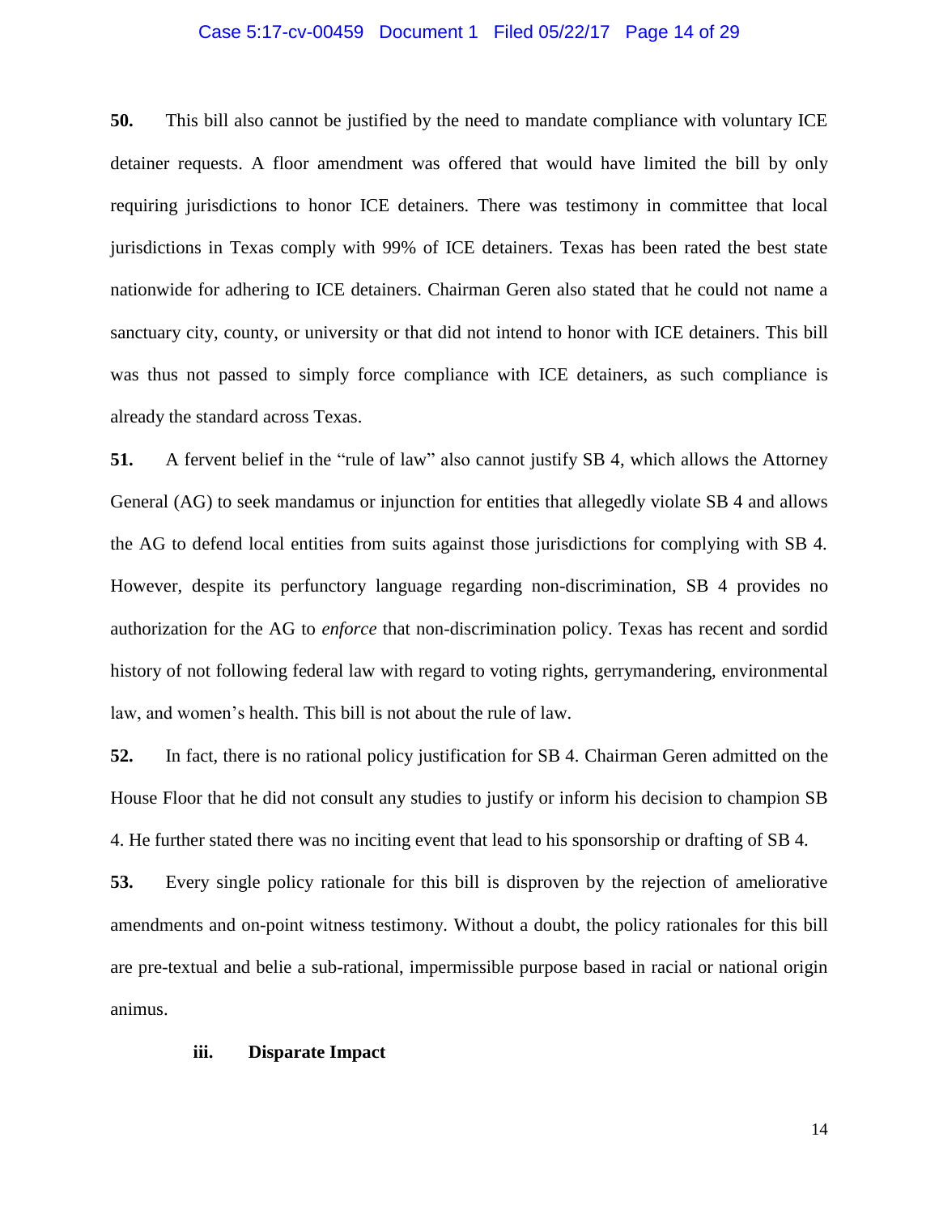**50.** This bill also cannot be justified by the need to mandate compliance with voluntary ICE detainer requests. A floor amendment was offered that would have limited the bill by only requiring jurisdictions to honor ICE detainers. There was testimony in committee that local jurisdictions in Texas comply with 99% of ICE detainers. Texas has been rated the best state nationwide for adhering to ICE detainers. Chairman Geren also stated that he could not name a sanctuary city, county, or university or that did not intend to honor with ICE detainers. This bill was thus not passed to simply force compliance with ICE detainers, as such compliance is already the standard across Texas.

**51.** A fervent belief in the "rule of law" also cannot justify SB 4, which allows the Attorney General (AG) to seek mandamus or injunction for entities that allegedly violate SB 4 and allows the AG to defend local entities from suits against those jurisdictions for complying with SB 4. However, despite its perfunctory language regarding non-discrimination, SB 4 provides no authorization for the AG to *enforce* that non-discrimination policy. Texas has recent and sordid history of not following federal law with regard to voting rights, gerrymandering, environmental law, and women's health. This bill is not about the rule of law.

**52.** In fact, there is no rational policy justification for SB 4. Chairman Geren admitted on the House Floor that he did not consult any studies to justify or inform his decision to champion SB 4. He further stated there was no inciting event that lead to his sponsorship or drafting of SB 4.

**53.** Every single policy rationale for this bill is disproven by the rejection of ameliorative amendments and on-point witness testimony. Without a doubt, the policy rationales for this bill are pre-textual and belie a sub-rational, impermissible purpose based in racial or national origin animus.

**iii. Disparate Impact**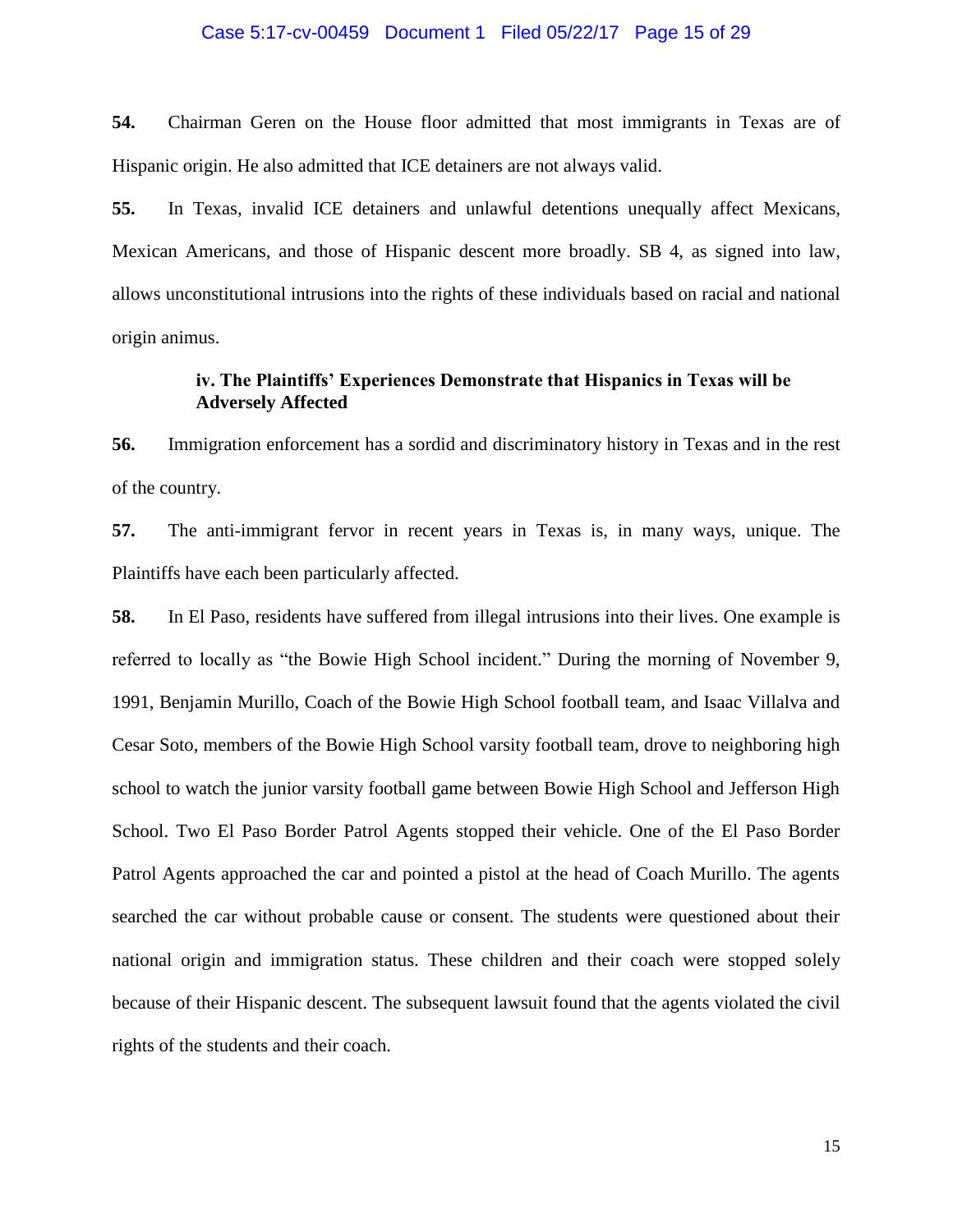**54.** Chairman Geren on the House floor admitted that most immigrants in Texas are of Hispanic origin. He also admitted that ICE detainers are not always valid.

**55.** In Texas, invalid ICE detainers and unlawful detentions unequally affect Mexicans, Mexican Americans, and those of Hispanic descent more broadly. SB 4, as signed into law, allows unconstitutional intrusions into the rights of these individuals based on racial and national origin animus.

**iv. The Plaintiffs' Experiences Demonstrate that Hispanics in Texas will be Adversely Affected**

**56.** Immigration enforcement has a sordid and discriminatory history in Texas and in the rest of the country.

**57.** The anti-immigrant fervor in recent years in Texas is, in many ways, unique. The Plaintiffs have each been particularly affected.

**58.** In El Paso, residents have suffered from illegal intrusions into their lives. One example is referred to locally as "the Bowie High School incident." During the morning of November 9, 1991, Benjamin Murillo, Coach of the Bowie High School football team, and Isaac Villalva and Cesar Soto, members of the Bowie High School varsity football team, drove to neighboring high school to watch the junior varsity football game between Bowie High School and Jefferson High School. Two El Paso Border Patrol Agents stopped their vehicle. One of the El Paso Border Patrol Agents approached the car and pointed a pistol at the head of Coach Murillo. The agents searched the car without probable cause or consent. The students were questioned about their national origin and immigration status. These children and their coach were stopped solely because of their Hispanic descent. The subsequent lawsuit found that the agents violated the civil rights of the students and their coach.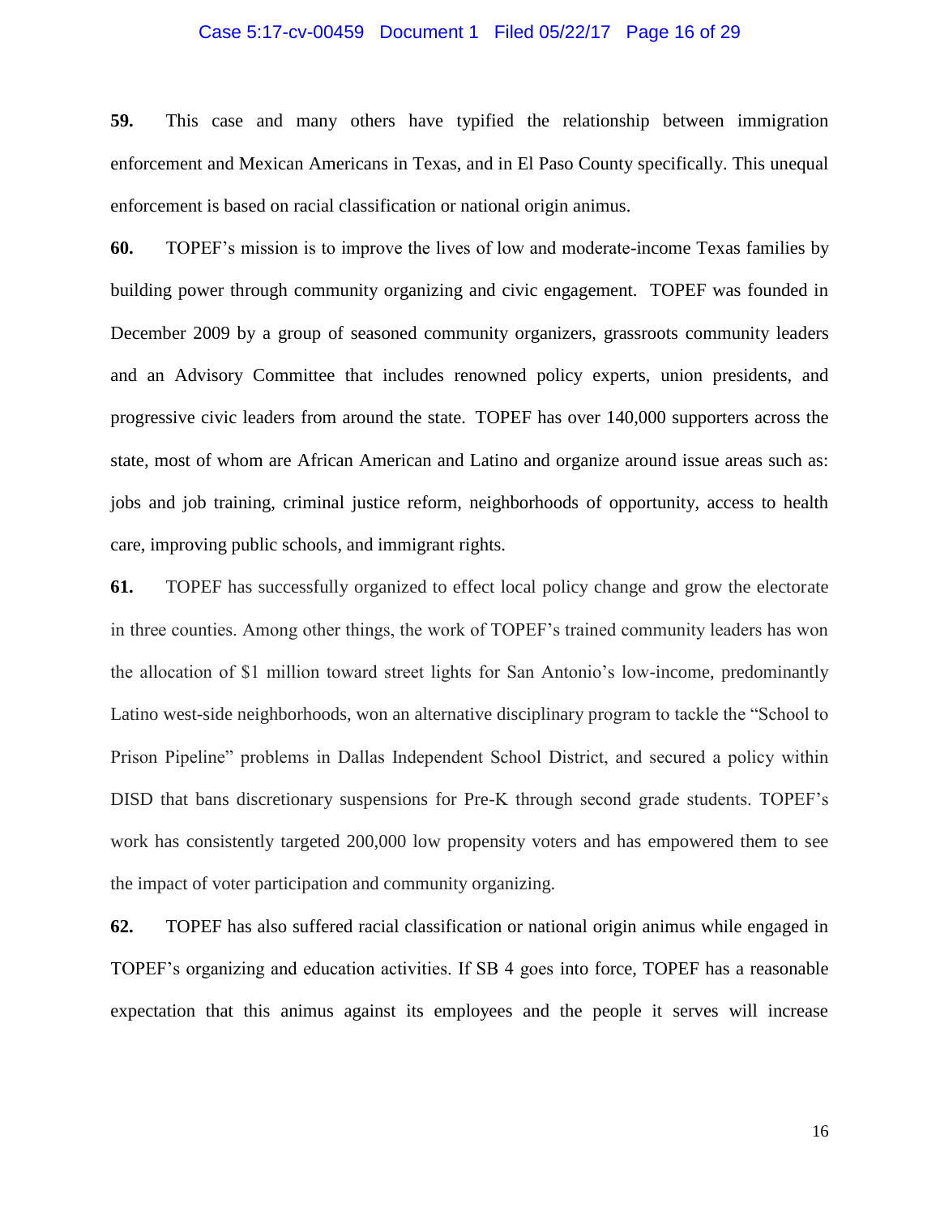**59.** This case and many others have typified the relationship between immigration enforcement and Mexican Americans in Texas, and in El Paso County specifically. This unequal enforcement is based on racial classification or national origin animus.

**60.** TOPEF's mission is to improve the lives of low and moderate-income Texas families by building power through community organizing and civic engagement. TOPEF was founded in December 2009 by a group of seasoned community organizers, grassroots community leaders and an Advisory Committee that includes renowned policy experts, union presidents, and progressive civic leaders from around the state. TOPEF has over 140,000 supporters across the state, most of whom are African American and Latino and organize around issue areas such as: jobs and job training, criminal justice reform, neighborhoods of opportunity, access to health care, improving public schools, and immigrant rights.

**61.** TOPEF has successfully organized to effect local policy change and grow the electorate in three counties. Among other things, the work of TOPEF's trained community leaders has won the allocation of $1 million toward street lights for San Antonio's low-income, predominantly Latino west-side neighborhoods, won an alternative disciplinary program to tackle the "School to Prison Pipeline" problems in Dallas Independent School District, and secured a policy within DISD that bans discretionary suspensions for Pre-K through second grade students. TOPEF's work has consistently targeted 200,000 low propensity voters and has empowered them to see the impact of voter participation and community organizing.

**62.** TOPEF has also suffered racial classification or national origin animus while engaged in TOPEF's organizing and education activities. If SB 4 goes into force, TOPEF has a reasonable expectation that this animus against its employees and the people it serves will increase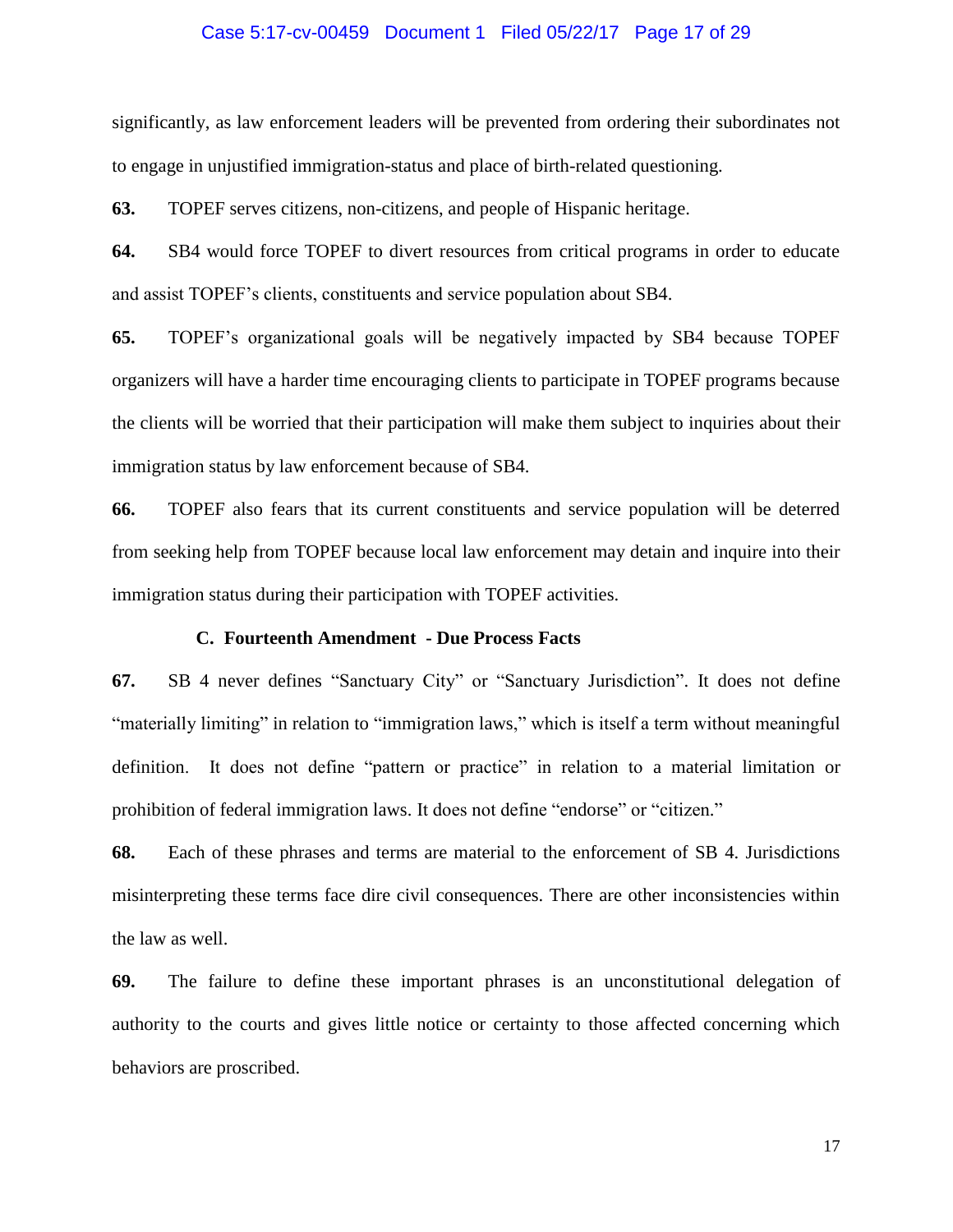significantly, as law enforcement leaders will be prevented from ordering their subordinates not to engage in unjustified immigration-status and place of birth-related questioning.

**63.** TOPEF serves citizens, non-citizens, and people of Hispanic heritage.

**64.** SB4 would force TOPEF to divert resources from critical programs in order to educate and assist TOPEF's clients, constituents and service population about SB4.

**65.** TOPEF's organizational goals will be negatively impacted by SB4 because TOPEF organizers will have a harder time encouraging clients to participate in TOPEF programs because the clients will be worried that their participation will make them subject to inquiries about their immigration status by law enforcement because of SB4.

**66.** TOPEF also fears that its current constituents and service population will be deterred from seeking help from TOPEF because local law enforcement may detain and inquire into their immigration status during their participation with TOPEF activities.

### C. Fourteenth Amendment - Due Process Facts

**67.** SB 4 never defines "Sanctuary City" or "Sanctuary Jurisdiction". It does not define "materially limiting" in relation to "immigration laws," which is itself a term without meaningful definition. It does not define "pattern or practice" in relation to a material limitation or prohibition of federal immigration laws. It does not define "endorse" or "citizen."

**68.** Each of these phrases and terms are material to the enforcement of SB 4. Jurisdictions misinterpreting these terms face dire civil consequences. There are other inconsistencies within the law as well.

**69.** The failure to define these important phrases is an unconstitutional delegation of authority to the courts and gives little notice or certainty to those affected concerning which behaviors are proscribed.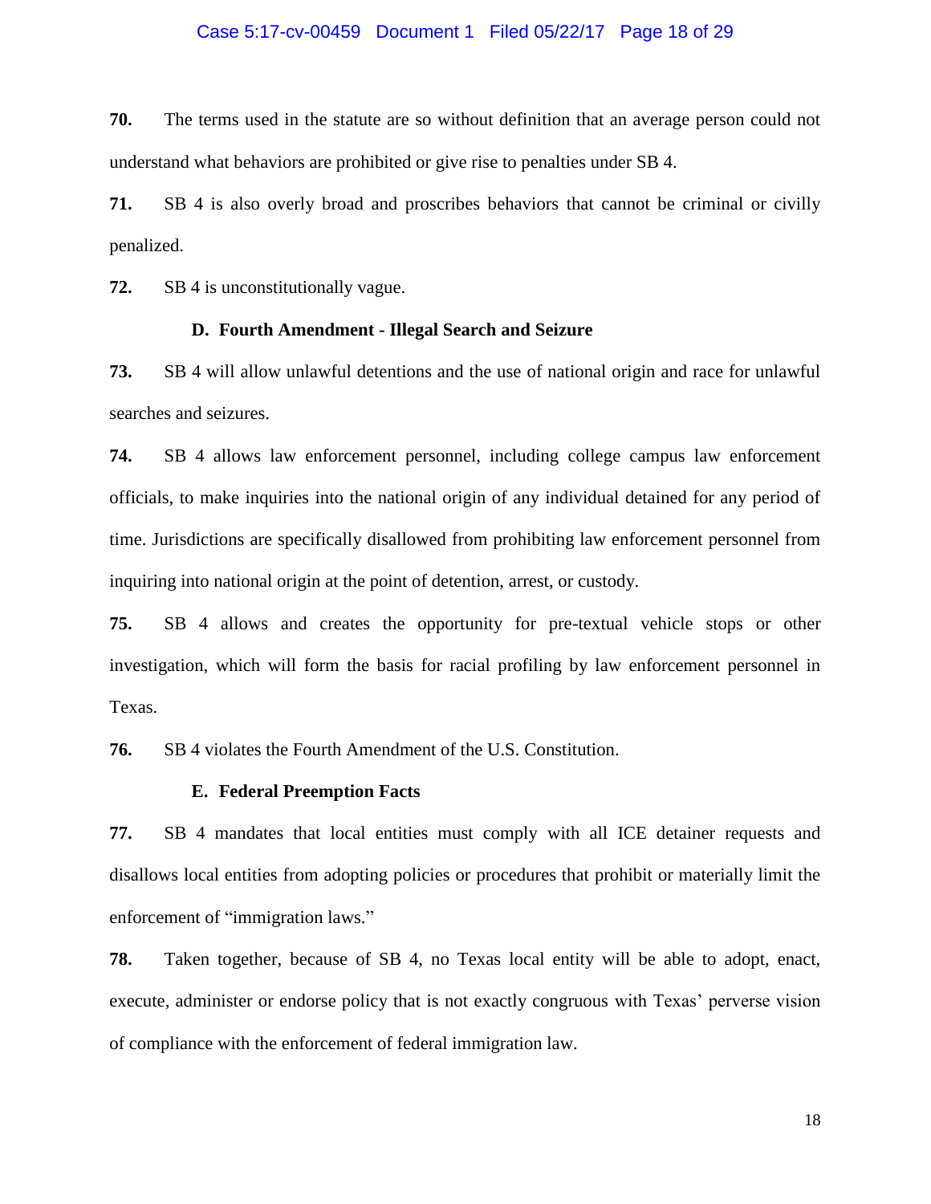**70.** The terms used in the statute are so without definition that an average person could not understand what behaviors are prohibited or give rise to penalties under SB 4.

**71.** SB 4 is also overly broad and proscribes behaviors that cannot be criminal or civilly penalized.

**72.** SB 4 is unconstitutionally vague.

### D. Fourth Amendment - Illegal Search and Seizure

**73.** SB 4 will allow unlawful detentions and the use of national origin and race for unlawful searches and seizures.

**74.** SB 4 allows law enforcement personnel, including college campus law enforcement officials, to make inquiries into the national origin of any individual detained for any period of time. Jurisdictions are specifically disallowed from prohibiting law enforcement personnel from inquiring into national origin at the point of detention, arrest, or custody.

**75.** SB 4 allows and creates the opportunity for pre-textual vehicle stops or other investigation, which will form the basis for racial profiling by law enforcement personnel in Texas.

**76.** SB 4 violates the Fourth Amendment of the U.S. Constitution.

### E. Federal Preemption Facts

**77.** SB 4 mandates that local entities must comply with all ICE detainer requests and disallows local entities from adopting policies or procedures that prohibit or materially limit the enforcement of "immigration laws."

**78.** Taken together, because of SB 4, no Texas local entity will be able to adopt, enact, execute, administer or endorse policy that is not exactly congruous with Texas' perverse vision of compliance with the enforcement of federal immigration law.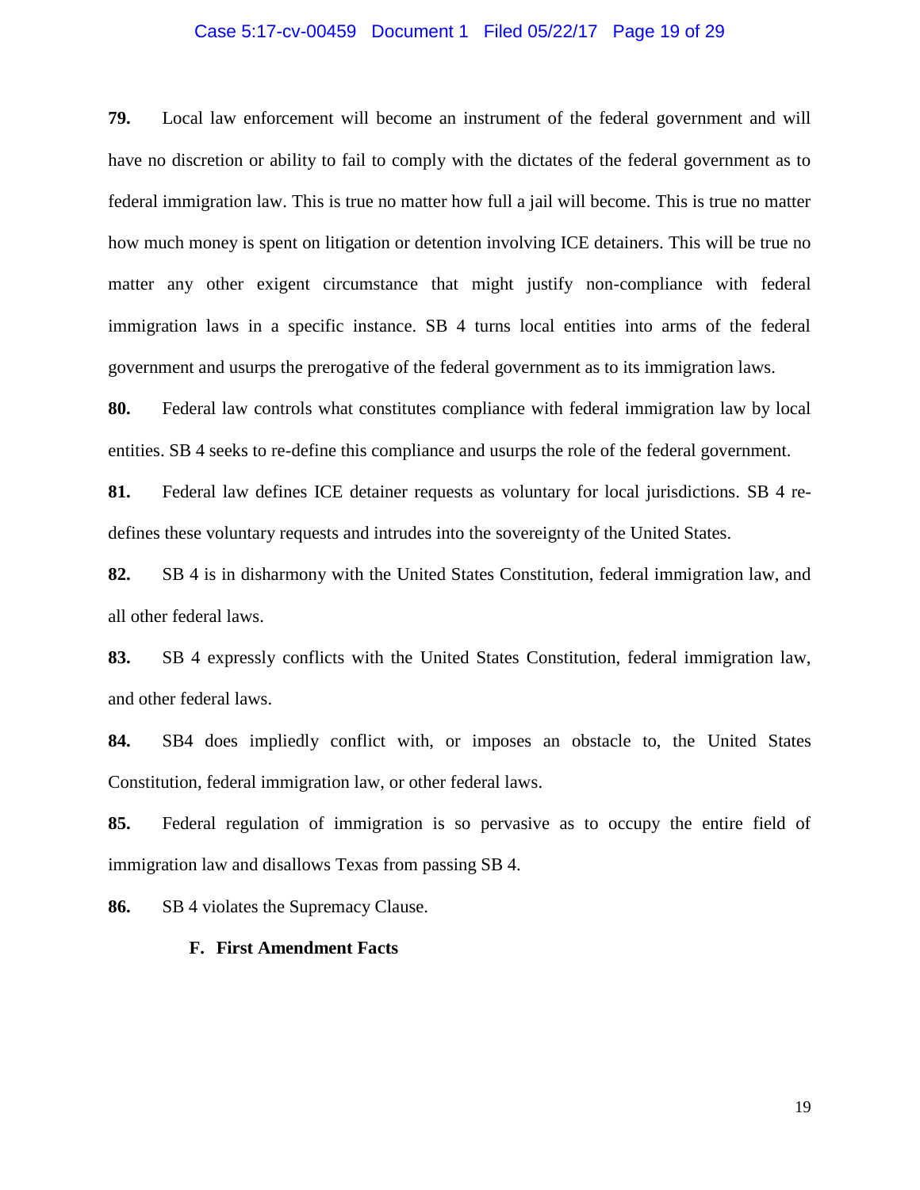**79.** Local law enforcement will become an instrument of the federal government and will have no discretion or ability to fail to comply with the dictates of the federal government as to federal immigration law. This is true no matter how full a jail will become. This is true no matter how much money is spent on litigation or detention involving ICE detainers. This will be true no matter any other exigent circumstance that might justify non-compliance with federal immigration laws in a specific instance. SB 4 turns local entities into arms of the federal government and usurps the prerogative of the federal government as to its immigration laws.

**80.** Federal law controls what constitutes compliance with federal immigration law by local entities. SB 4 seeks to re-define this compliance and usurps the role of the federal government.

**81.** Federal law defines ICE detainer requests as voluntary for local jurisdictions. SB 4 re-defines these voluntary requests and intrudes into the sovereignty of the United States.

**82.** SB 4 is in disharmony with the United States Constitution, federal immigration law, and all other federal laws.

**83.** SB 4 expressly conflicts with the United States Constitution, federal immigration law, and other federal laws.

**84.** SB4 does impliedly conflict with, or imposes an obstacle to, the United States Constitution, federal immigration law, or other federal laws.

**85.** Federal regulation of immigration is so pervasive as to occupy the entire field of immigration law and disallows Texas from passing SB 4.

**86.** SB 4 violates the Supremacy Clause.

**F. First Amendment Facts**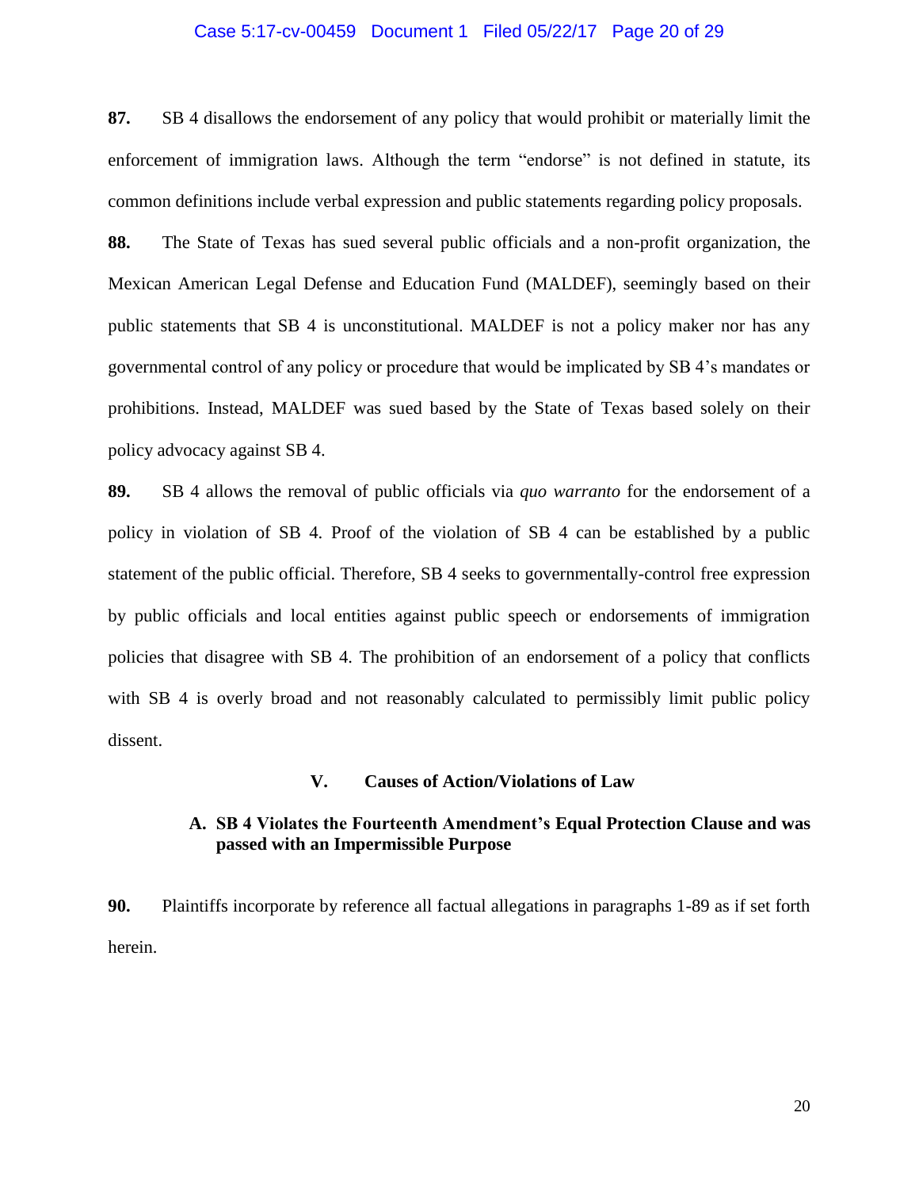**87.** SB 4 disallows the endorsement of any policy that would prohibit or materially limit the enforcement of immigration laws. Although the term "endorse" is not defined in statute, its common definitions include verbal expression and public statements regarding policy proposals.

**88.** The State of Texas has sued several public officials and a non-profit organization, the Mexican American Legal Defense and Education Fund (MALDEF), seemingly based on their public statements that SB 4 is unconstitutional. MALDEF is not a policy maker nor has any governmental control of any policy or procedure that would be implicated by SB 4's mandates or prohibitions. Instead, MALDEF was sued based by the State of Texas based solely on their policy advocacy against SB 4.

**89.** SB 4 allows the removal of public officials via *quo warranto* for the endorsement of a policy in violation of SB 4. Proof of the violation of SB 4 can be established by a public statement of the public official. Therefore, SB 4 seeks to governmentally-control free expression by public officials and local entities against public speech or endorsements of immigration policies that disagree with SB 4. The prohibition of an endorsement of a policy that conflicts with SB 4 is overly broad and not reasonably calculated to permissibly limit public policy dissent.

## V. Causes of Action/Violations of Law

### A. SB 4 Violates the Fourteenth Amendment's Equal Protection Clause and was passed with an Impermissible Purpose

**90.** Plaintiffs incorporate by reference all factual allegations in paragraphs 1-89 as if set forth herein.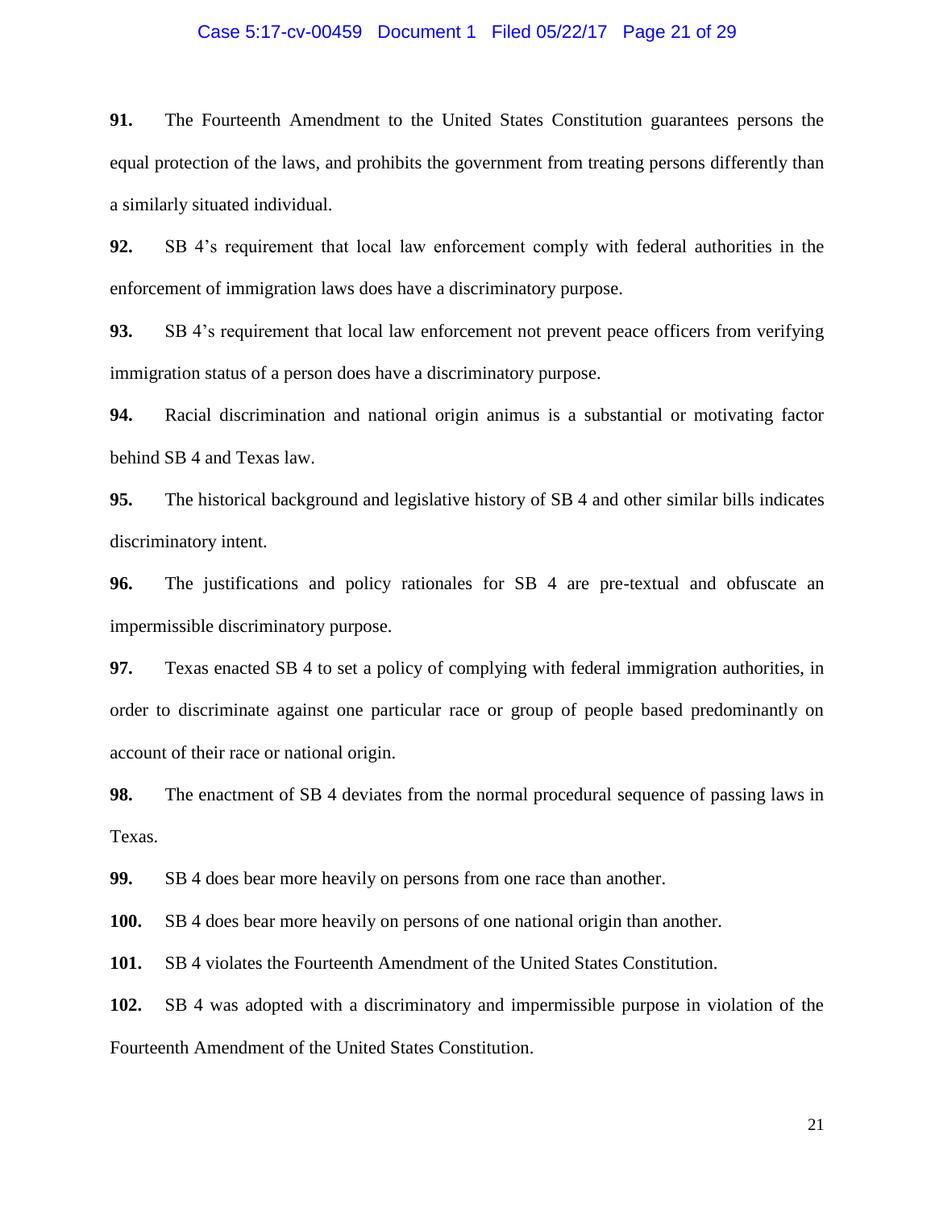**91.** The Fourteenth Amendment to the United States Constitution guarantees persons the equal protection of the laws, and prohibits the government from treating persons differently than a similarly situated individual.

**92.** SB 4's requirement that local law enforcement comply with federal authorities in the enforcement of immigration laws does have a discriminatory purpose.

**93.** SB 4's requirement that local law enforcement not prevent peace officers from verifying immigration status of a person does have a discriminatory purpose.

**94.** Racial discrimination and national origin animus is a substantial or motivating factor behind SB 4 and Texas law.

**95.** The historical background and legislative history of SB 4 and other similar bills indicates discriminatory intent.

**96.** The justifications and policy rationales for SB 4 are pre-textual and obfuscate an impermissible discriminatory purpose.

**97.** Texas enacted SB 4 to set a policy of complying with federal immigration authorities, in order to discriminate against one particular race or group of people based predominantly on account of their race or national origin.

**98.** The enactment of SB 4 deviates from the normal procedural sequence of passing laws in Texas.

**99.** SB 4 does bear more heavily on persons from one race than another.

**100.** SB 4 does bear more heavily on persons of one national origin than another.

**101.** SB 4 violates the Fourteenth Amendment of the United States Constitution.

**102.** SB 4 was adopted with a discriminatory and impermissible purpose in violation of the Fourteenth Amendment of the United States Constitution.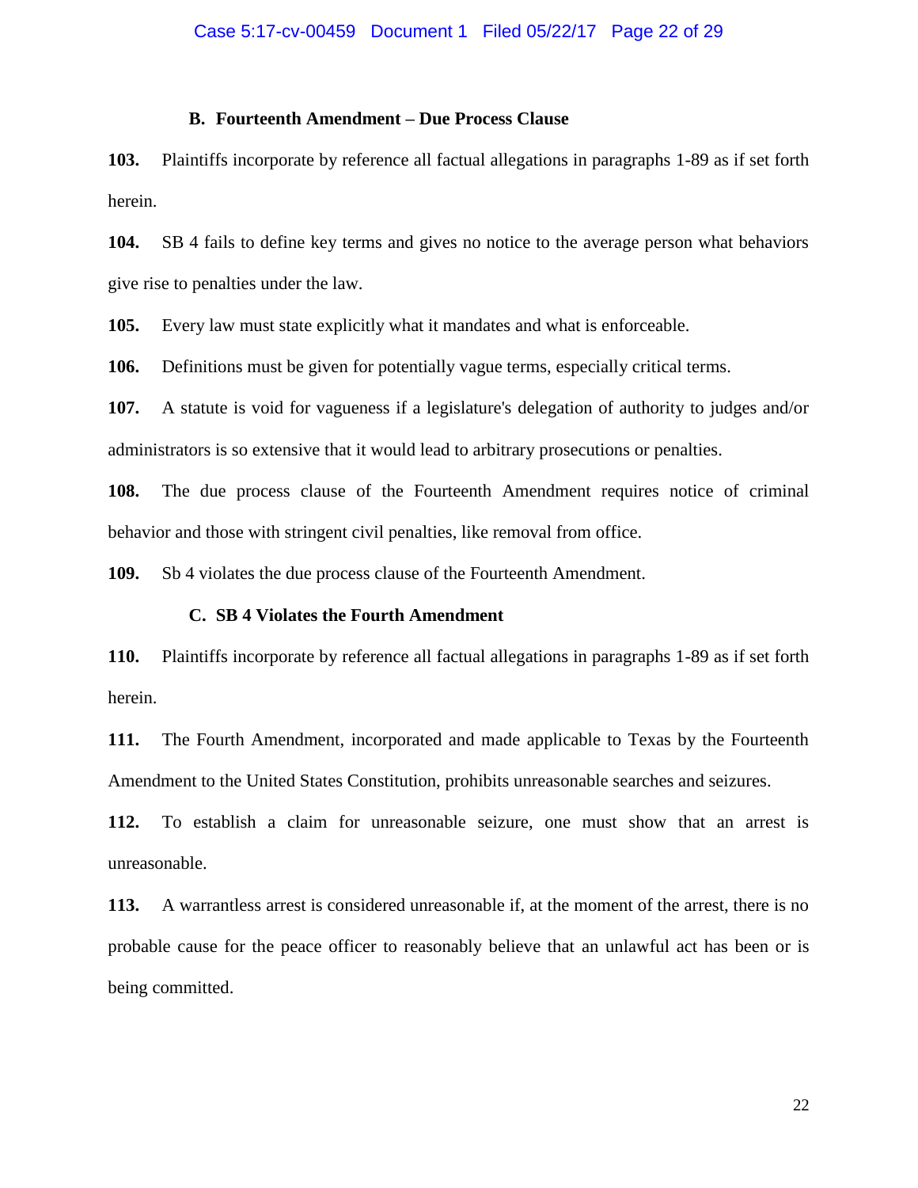### B. Fourteenth Amendment – Due Process Clause

**103.** Plaintiffs incorporate by reference all factual allegations in paragraphs 1-89 as if set forth herein.

**104.** SB 4 fails to define key terms and gives no notice to the average person what behaviors give rise to penalties under the law.

**105.** Every law must state explicitly what it mandates and what is enforceable.

**106.** Definitions must be given for potentially vague terms, especially critical terms.

**107.** A statute is void for vagueness if a legislature's delegation of authority to judges and/or administrators is so extensive that it would lead to arbitrary prosecutions or penalties.

**108.** The due process clause of the Fourteenth Amendment requires notice of criminal behavior and those with stringent civil penalties, like removal from office.

**109.** Sb 4 violates the due process clause of the Fourteenth Amendment.

### C. SB 4 Violates the Fourth Amendment

**110.** Plaintiffs incorporate by reference all factual allegations in paragraphs 1-89 as if set forth herein.

**111.** The Fourth Amendment, incorporated and made applicable to Texas by the Fourteenth Amendment to the United States Constitution, prohibits unreasonable searches and seizures.

**112.** To establish a claim for unreasonable seizure, one must show that an arrest is unreasonable.

**113.** A warrantless arrest is considered unreasonable if, at the moment of the arrest, there is no probable cause for the peace officer to reasonably believe that an unlawful act has been or is being committed.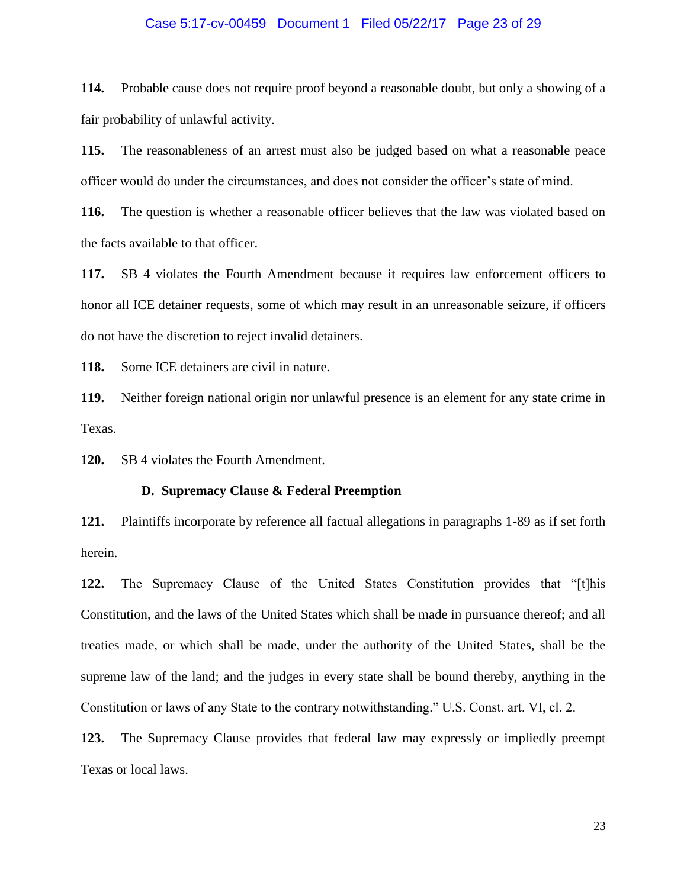**114.** Probable cause does not require proof beyond a reasonable doubt, but only a showing of a fair probability of unlawful activity.

**115.** The reasonableness of an arrest must also be judged based on what a reasonable peace officer would do under the circumstances, and does not consider the officer's state of mind.

**116.** The question is whether a reasonable officer believes that the law was violated based on the facts available to that officer.

**117.** SB 4 violates the Fourth Amendment because it requires law enforcement officers to honor all ICE detainer requests, some of which may result in an unreasonable seizure, if officers do not have the discretion to reject invalid detainers.

**118.** Some ICE detainers are civil in nature.

**119.** Neither foreign national origin nor unlawful presence is an element for any state crime in Texas.

**120.** SB 4 violates the Fourth Amendment.

### D. Supremacy Clause & Federal Preemption

**121.** Plaintiffs incorporate by reference all factual allegations in paragraphs 1-89 as if set forth herein.

**122.** The Supremacy Clause of the United States Constitution provides that "[t]his Constitution, and the laws of the United States which shall be made in pursuance thereof; and all treaties made, or which shall be made, under the authority of the United States, shall be the supreme law of the land; and the judges in every state shall be bound thereby, anything in the Constitution or laws of any State to the contrary notwithstanding." U.S. Const. art. VI, cl. 2.

**123.** The Supremacy Clause provides that federal law may expressly or impliedly preempt Texas or local laws.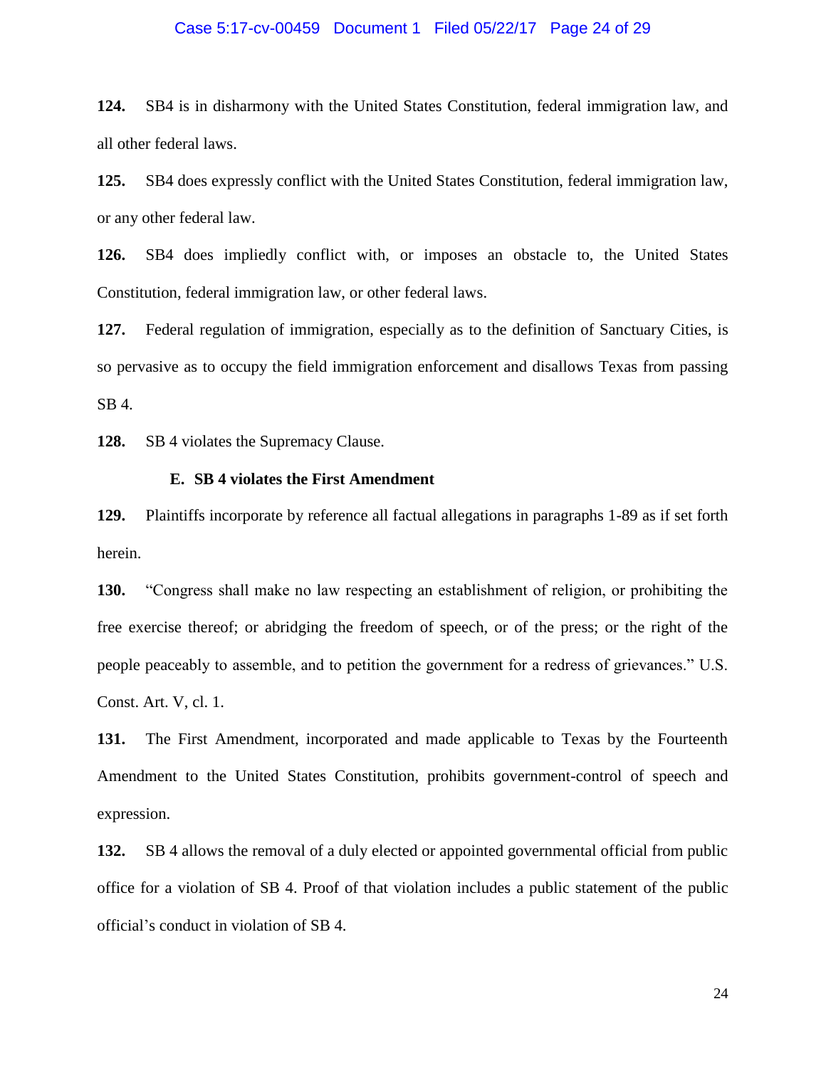**124.** SB4 is in disharmony with the United States Constitution, federal immigration law, and all other federal laws.

**125.** SB4 does expressly conflict with the United States Constitution, federal immigration law, or any other federal law.

**126.** SB4 does impliedly conflict with, or imposes an obstacle to, the United States Constitution, federal immigration law, or other federal laws.

**127.** Federal regulation of immigration, especially as to the definition of Sanctuary Cities, is so pervasive as to occupy the field immigration enforcement and disallows Texas from passing SB 4.

**128.** SB 4 violates the Supremacy Clause.

### E. SB 4 violates the First Amendment

**129.** Plaintiffs incorporate by reference all factual allegations in paragraphs 1-89 as if set forth herein.

**130.** "Congress shall make no law respecting an establishment of religion, or prohibiting the free exercise thereof; or abridging the freedom of speech, or of the press; or the right of the people peaceably to assemble, and to petition the government for a redress of grievances." U.S. Const. Art. V, cl. 1.

**131.** The First Amendment, incorporated and made applicable to Texas by the Fourteenth Amendment to the United States Constitution, prohibits government-control of speech and expression.

**132.** SB 4 allows the removal of a duly elected or appointed governmental official from public office for a violation of SB 4. Proof of that violation includes a public statement of the public official's conduct in violation of SB 4.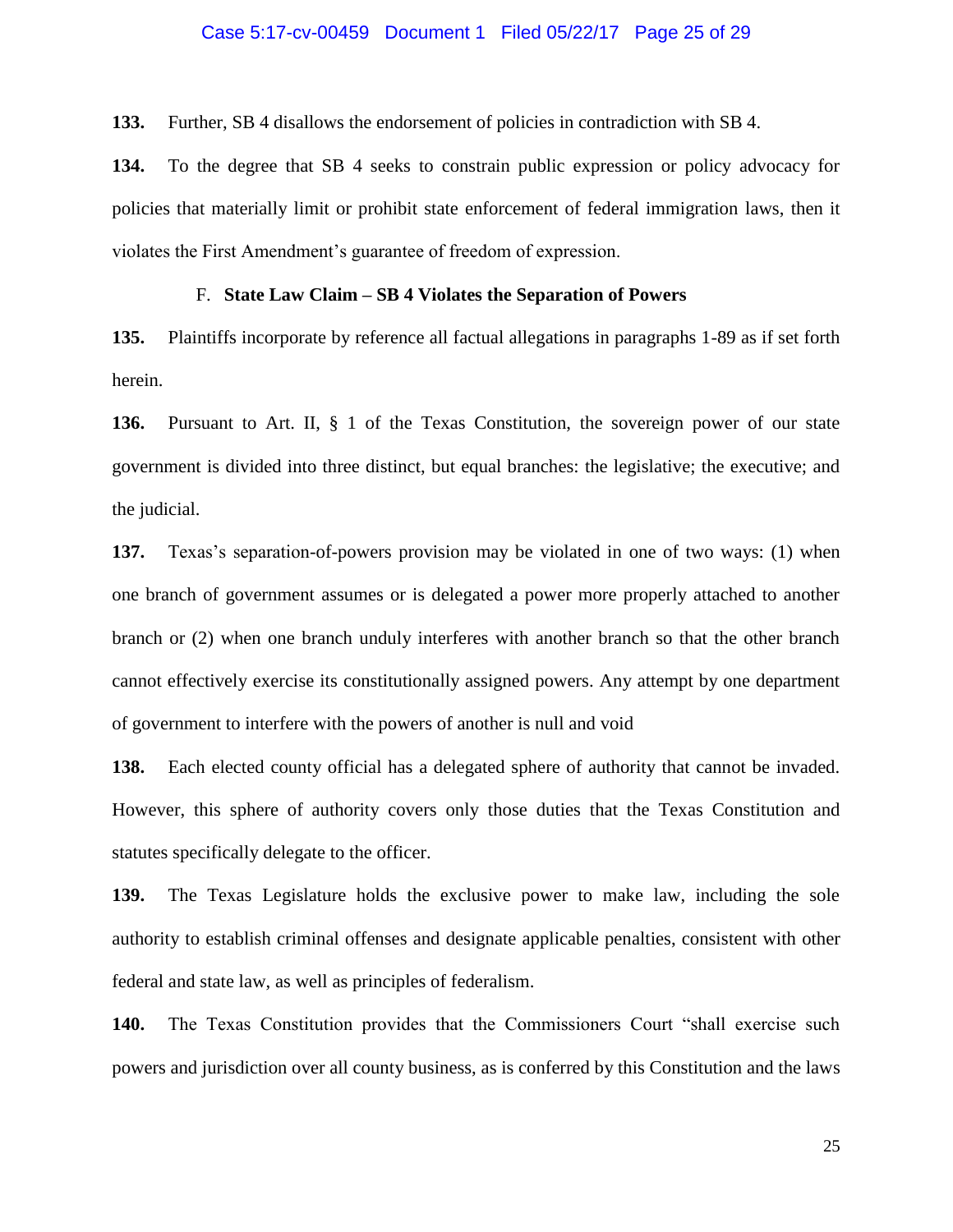**133.** Further, SB 4 disallows the endorsement of policies in contradiction with SB 4.

**134.** To the degree that SB 4 seeks to constrain public expression or policy advocacy for policies that materially limit or prohibit state enforcement of federal immigration laws, then it violates the First Amendment's guarantee of freedom of expression.

### F. State Law Claim – SB 4 Violates the Separation of Powers

**135.** Plaintiffs incorporate by reference all factual allegations in paragraphs 1-89 as if set forth herein.

**136.** Pursuant to Art. II, § 1 of the Texas Constitution, the sovereign power of our state government is divided into three distinct, but equal branches: the legislative; the executive; and the judicial.

**137.** Texas's separation-of-powers provision may be violated in one of two ways: (1) when one branch of government assumes or is delegated a power more properly attached to another branch or (2) when one branch unduly interferes with another branch so that the other branch cannot effectively exercise its constitutionally assigned powers. Any attempt by one department of government to interfere with the powers of another is null and void

**138.** Each elected county official has a delegated sphere of authority that cannot be invaded. However, this sphere of authority covers only those duties that the Texas Constitution and statutes specifically delegate to the officer.

**139.** The Texas Legislature holds the exclusive power to make law, including the sole authority to establish criminal offenses and designate applicable penalties, consistent with other federal and state law, as well as principles of federalism.

**140.** The Texas Constitution provides that the Commissioners Court "shall exercise such powers and jurisdiction over all county business, as is conferred by this Constitution and the laws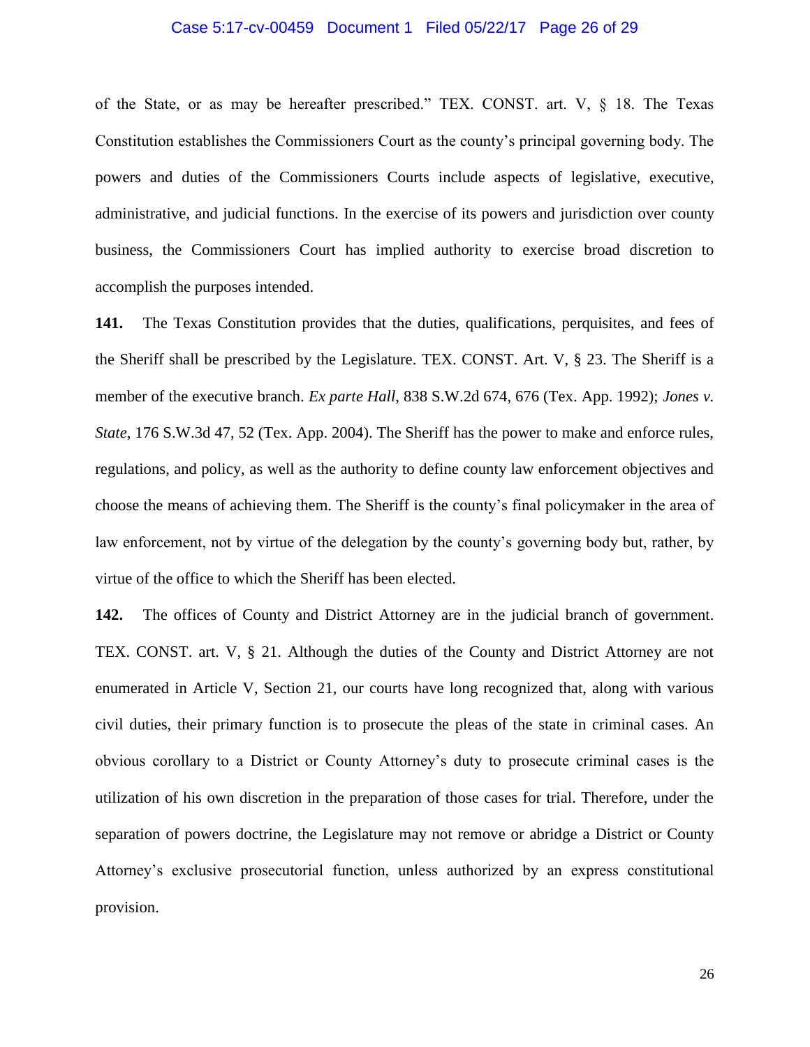of the State, or as may be hereafter prescribed." TEX. CONST. art. V, § 18. The Texas Constitution establishes the Commissioners Court as the county's principal governing body. The powers and duties of the Commissioners Courts include aspects of legislative, executive, administrative, and judicial functions. In the exercise of its powers and jurisdiction over county business, the Commissioners Court has implied authority to exercise broad discretion to accomplish the purposes intended.

**141.** The Texas Constitution provides that the duties, qualifications, perquisites, and fees of the Sheriff shall be prescribed by the Legislature. TEX. CONST. Art. V, § 23. The Sheriff is a member of the executive branch. *Ex parte Hall*, 838 S.W.2d 674, 676 (Tex. App. 1992); *Jones v. State*, 176 S.W.3d 47, 52 (Tex. App. 2004). The Sheriff has the power to make and enforce rules, regulations, and policy, as well as the authority to define county law enforcement objectives and choose the means of achieving them. The Sheriff is the county's final policymaker in the area of law enforcement, not by virtue of the delegation by the county's governing body but, rather, by virtue of the office to which the Sheriff has been elected.

**142.** The offices of County and District Attorney are in the judicial branch of government. TEX. CONST. art. V, § 21. Although the duties of the County and District Attorney are not enumerated in Article V, Section 21, our courts have long recognized that, along with various civil duties, their primary function is to prosecute the pleas of the state in criminal cases. An obvious corollary to a District or County Attorney's duty to prosecute criminal cases is the utilization of his own discretion in the preparation of those cases for trial. Therefore, under the separation of powers doctrine, the Legislature may not remove or abridge a District or County Attorney's exclusive prosecutorial function, unless authorized by an express constitutional provision.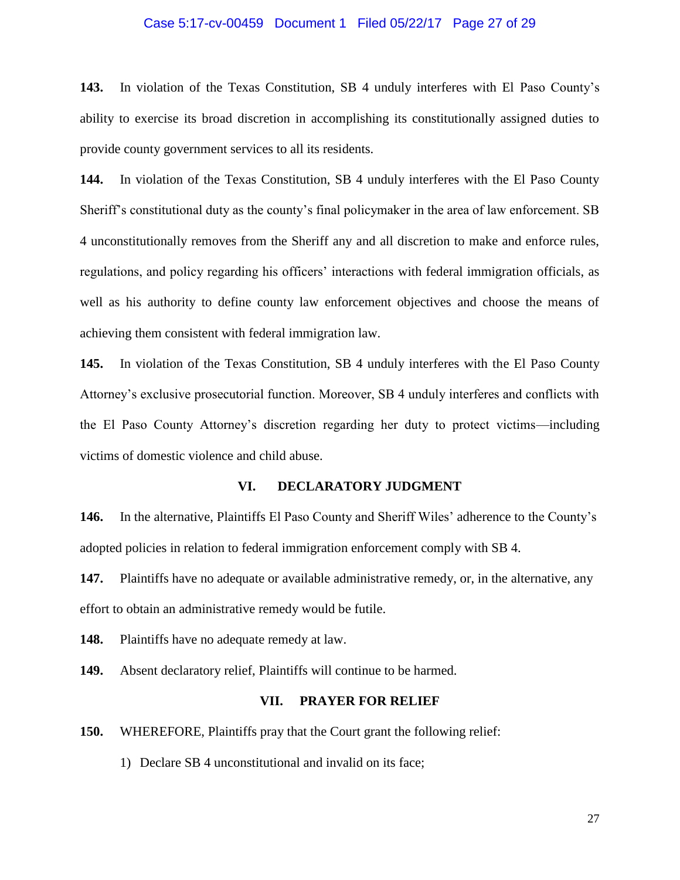**143.** In violation of the Texas Constitution, SB 4 unduly interferes with El Paso County's ability to exercise its broad discretion in accomplishing its constitutionally assigned duties to provide county government services to all its residents.

**144.** In violation of the Texas Constitution, SB 4 unduly interferes with the El Paso County Sheriff's constitutional duty as the county's final policymaker in the area of law enforcement. SB 4 unconstitutionally removes from the Sheriff any and all discretion to make and enforce rules, regulations, and policy regarding his officers' interactions with federal immigration officials, as well as his authority to define county law enforcement objectives and choose the means of achieving them consistent with federal immigration law.

**145.** In violation of the Texas Constitution, SB 4 unduly interferes with the El Paso County Attorney's exclusive prosecutorial function. Moreover, SB 4 unduly interferes and conflicts with the El Paso County Attorney's discretion regarding her duty to protect victims—including victims of domestic violence and child abuse.

## VI. DECLARATORY JUDGMENT

**146.** In the alternative, Plaintiffs El Paso County and Sheriff Wiles' adherence to the County's adopted policies in relation to federal immigration enforcement comply with SB 4.

**147.** Plaintiffs have no adequate or available administrative remedy, or, in the alternative, any effort to obtain an administrative remedy would be futile.

**148.** Plaintiffs have no adequate remedy at law.

**149.** Absent declaratory relief, Plaintiffs will continue to be harmed.

## VII. PRAYER FOR RELIEF

**150.** WHEREFORE, Plaintiffs pray that the Court grant the following relief:

1) Declare SB 4 unconstitutional and invalid on its face;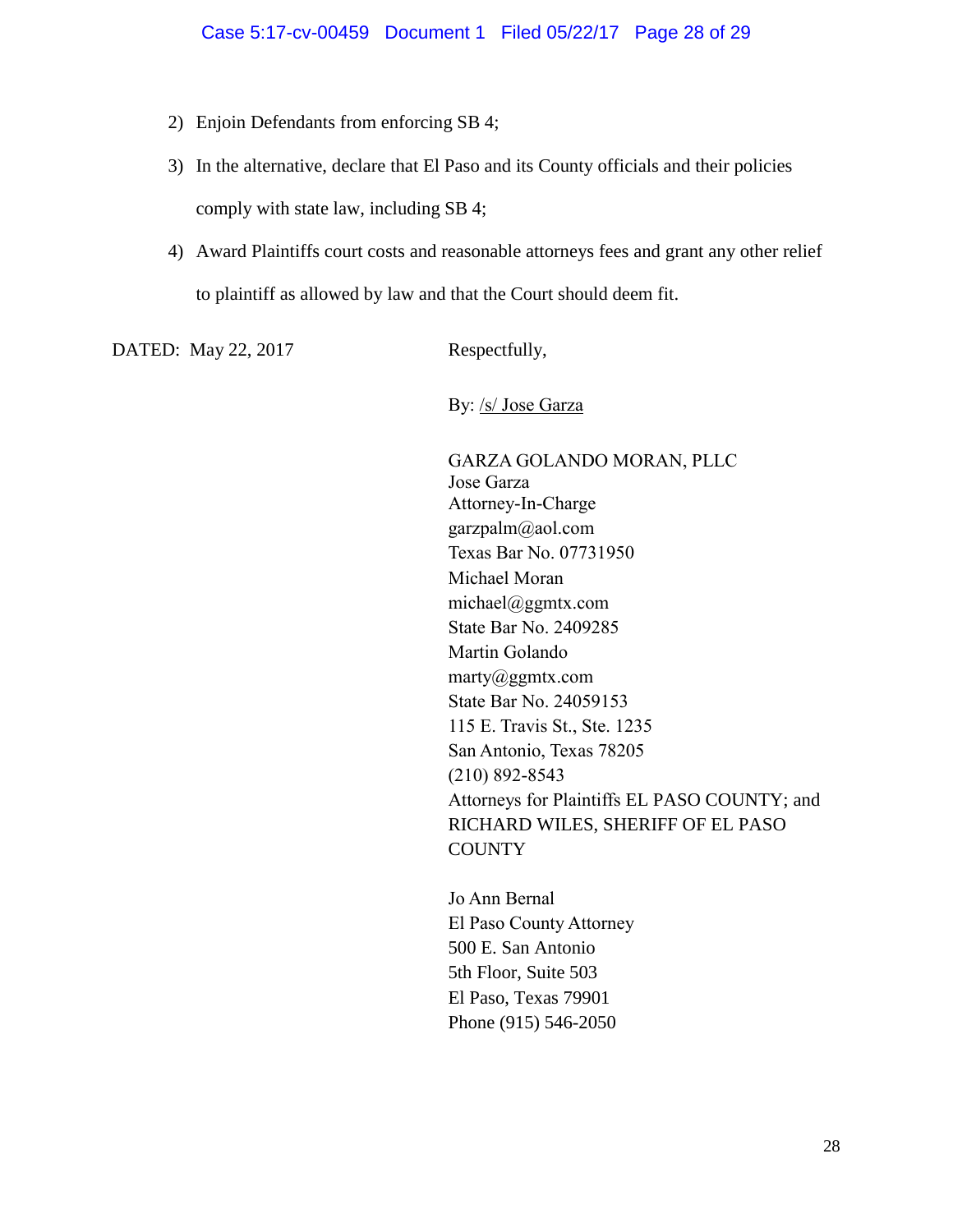2) Enjoin Defendants from enforcing SB 4;

3) In the alternative, declare that El Paso and its County officials and their policies comply with state law, including SB 4;

4) Award Plaintiffs court costs and reasonable attorneys fees and grant any other relief to plaintiff as allowed by law and that the Court should deem fit.

DATED: May 22, 2017

Respectfully,

By: /s/ Jose Garza

GARZA GOLANDO MORAN, PLLC
Jose Garza
Attorney-In-Charge
garzpalm@aol.com
Texas Bar No. 07731950
Michael Moran
michael@ggmtx.com
State Bar No. 2409285
Martin Golando
marty@ggmtx.com
State Bar No. 24059153
115 E. Travis St., Ste. 1235
San Antonio, Texas 78205
(210) 892-8543
Attorneys for Plaintiffs EL PASO COUNTY; and RICHARD WILES, SHERIFF OF EL PASO COUNTY

Jo Ann Bernal
El Paso County Attorney
500 E. San Antonio
5th Floor, Suite 503
El Paso, Texas 79901
Phone (915) 546-2050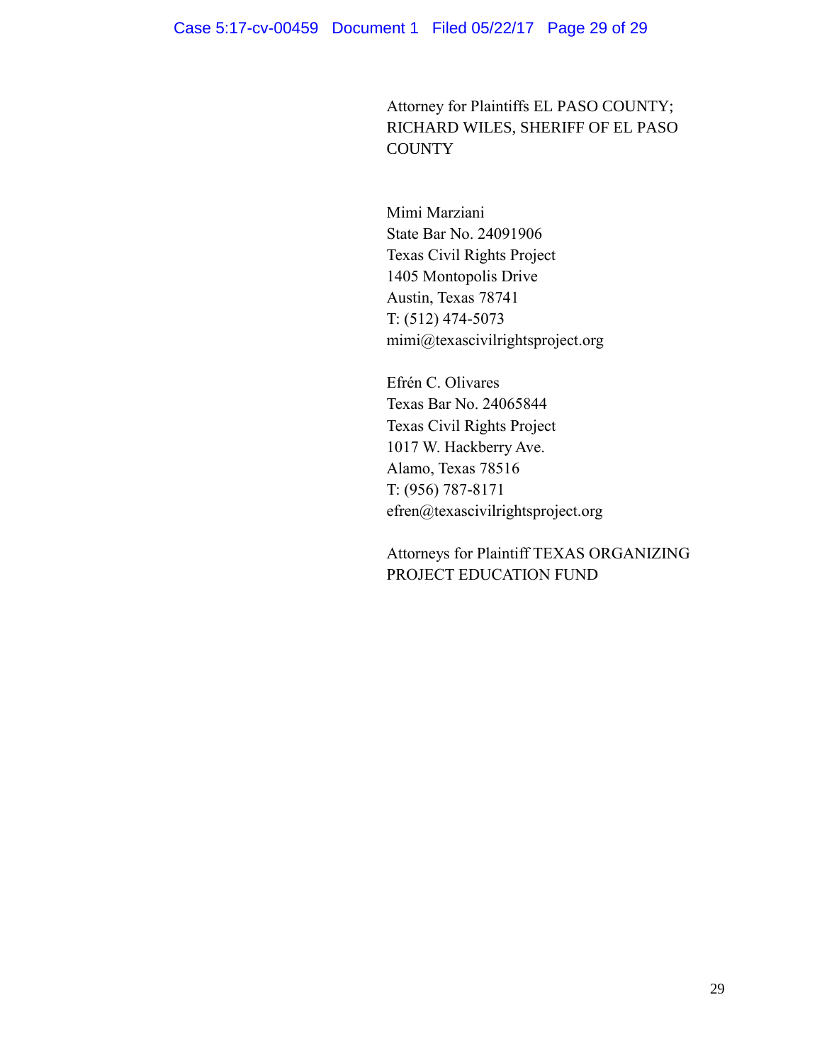Attorney for Plaintiffs EL PASO COUNTY; RICHARD WILES, SHERIFF OF EL PASO COUNTY

Mimi Marziani
State Bar No. 24091906
Texas Civil Rights Project
1405 Montopolis Drive
Austin, Texas 78741
T: (512) 474-5073
mimi@texascivilrightsproject.org

Efrén C. Olivares
Texas Bar No. 24065844
Texas Civil Rights Project
1017 W. Hackberry Ave.
Alamo, Texas 78516
T: (956) 787-8171
efren@texascivilrightsproject.org

Attorneys for Plaintiff TEXAS ORGANIZING PROJECT EDUCATION FUND